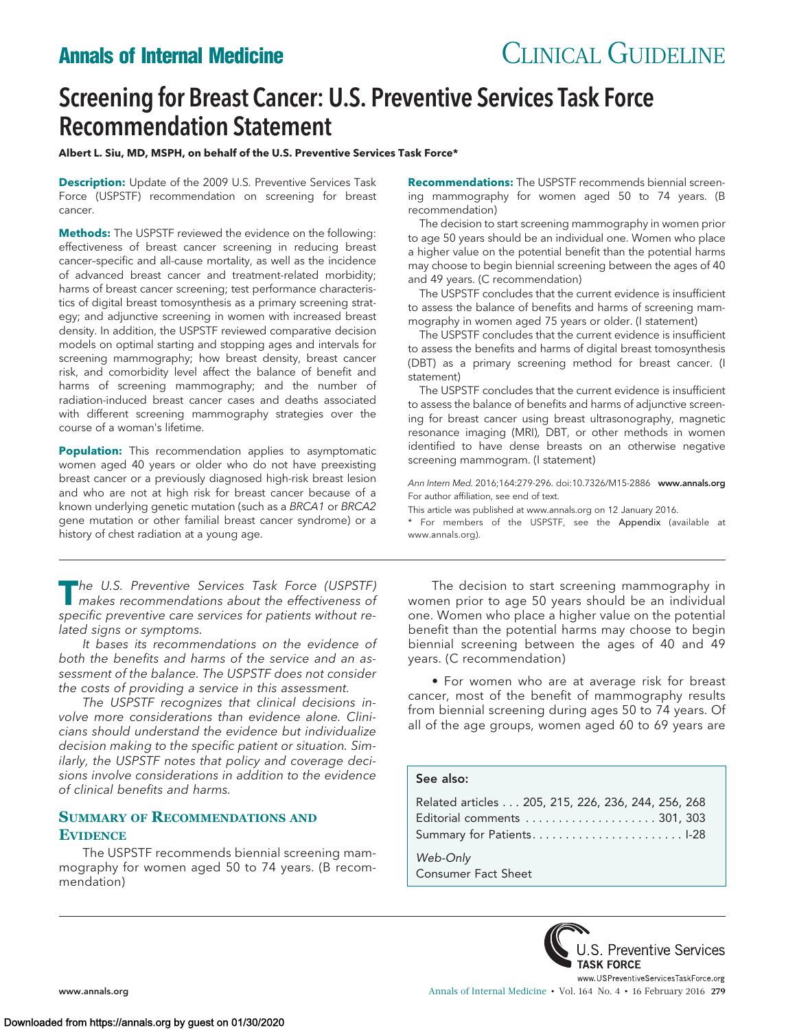# Screening for Breast Cancer: U.S. Preventive Services Task Force Recommendation Statement

**Albert L. Siu, MD, MSPH, on behalf of the U.S. Preventive Services Task Force***

**Description:** Update of the 2009 U.S. Preventive Services Task Force (USPSTF) recommendation on screening for breast cancer.

**Methods:** The USPSTF reviewed the evidence on the following: effectiveness of breast cancer screening in reducing breast cancer–specific and all-cause mortality, as well as the incidence of advanced breast cancer and treatment-related morbidity; harms of breast cancer screening; test performance characteristics of digital breast tomosynthesis as a primary screening strategy; and adjunctive screening in women with increased breast density. In addition, the USPSTF reviewed comparative decision models on optimal starting and stopping ages and intervals for screening mammography; how breast density, breast cancer risk, and comorbidity level affect the balance of benefit and harms of screening mammography; and the number of radiation-induced breast cancer cases and deaths associated with different screening mammography strategies over the course of a woman's lifetime.

**Population:** This recommendation applies to asymptomatic women aged 40 years or older who do not have preexisting breast cancer or a previously diagnosed high-risk breast lesion and who are not at high risk for breast cancer because of a known underlying genetic mutation (such as a *BRCA1* or *BRCA2* gene mutation or other familial breast cancer syndrome) or a history of chest radiation at a young age.

**Recommendations:** The USPSTF recommends biennial screening mammography for women aged 50 to 74 years. (B recommendation)

The decision to start screening mammography in women prior to age 50 years should be an individual one. Women who place a higher value on the potential benefit than the potential harms may choose to begin biennial screening between the ages of 40 and 49 years. (C recommendation)

The USPSTF concludes that the current evidence is insufficient to assess the balance of benefits and harms of screening mammography in women aged 75 years or older. (I statement)

The USPSTF concludes that the current evidence is insufficient to assess the benefits and harms of digital breast tomosynthesis (DBT) as a primary screening method for breast cancer. (I statement)

The USPSTF concludes that the current evidence is insufficient to assess the balance of benefits and harms of adjunctive screening for breast cancer using breast ultrasonography, magnetic resonance imaging (MRI), DBT, or other methods in women identified to have dense breasts on an otherwise negative screening mammogram. (I statement)

*Ann Intern Med.* 2016;164:279-296. doi:10.7326/M15-2886 **www.annals.org**
For author affiliation, see end of text.
This article was published at www.annals.org on 12 January 2016.
\* For members of the USPSTF, see the **Appendix** (available at www.annals.org).

*The U.S. Preventive Services Task Force (USPSTF) makes recommendations about the effectiveness of specific preventive care services for patients without related signs or symptoms.*

*It bases its recommendations on the evidence of both the benefits and harms of the service and an assessment of the balance. The USPSTF does not consider the costs of providing a service in this assessment.*

*The USPSTF recognizes that clinical decisions involve more considerations than evidence alone. Clinicians should understand the evidence but individualize decision making to the specific patient or situation. Similarly, the USPSTF notes that policy and coverage decisions involve considerations in addition to the evidence of clinical benefits and harms.*

## Summary of Recommendations and Evidence

The USPSTF recommends biennial screening mammography for women aged 50 to 74 years. (B recommendation)

The decision to start screening mammography in women prior to age 50 years should be an individual one. Women who place a higher value on the potential benefit than the potential harms may choose to begin biennial screening between the ages of 40 and 49 years. (C recommendation)

- For women who are at average risk for breast cancer, most of the benefit of mammography results from biennial screening during ages 50 to 74 years. Of all of the age groups, women aged 60 to 69 years are

**See also:**

Related articles . . . 205, 215, 226, 236, 244, 256, 268
Editorial comments . . . 301, 303
Summary for Patients . . . I-28

*Web-Only*
Consumer Fact Sheet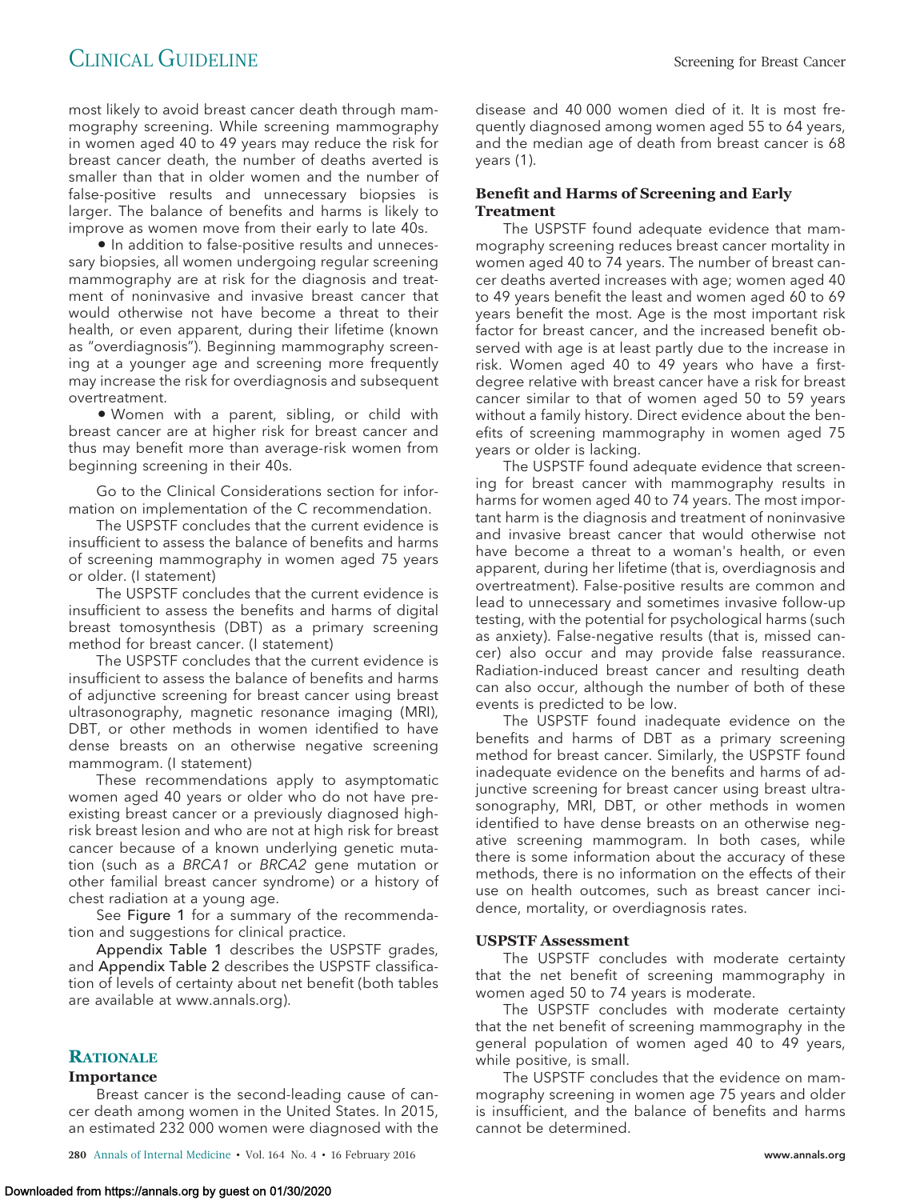most likely to avoid breast cancer death through mammography screening. While screening mammography in women aged 40 to 49 years may reduce the risk for breast cancer death, the number of deaths averted is smaller than that in older women and the number of false-positive results and unnecessary biopsies is larger. The balance of benefits and harms is likely to improve as women move from their early to late 40s.

- In addition to false-positive results and unnecessary biopsies, all women undergoing regular screening mammography are at risk for the diagnosis and treatment of noninvasive and invasive breast cancer that would otherwise not have become a threat to their health, or even apparent, during their lifetime (known as "overdiagnosis"). Beginning mammography screening at a younger age and screening more frequently may increase the risk for overdiagnosis and subsequent overtreatment.
- Women with a parent, sibling, or child with breast cancer are at higher risk for breast cancer and thus may benefit more than average-risk women from beginning screening in their 40s.

Go to the Clinical Considerations section for information on implementation of the C recommendation.

The USPSTF concludes that the current evidence is insufficient to assess the balance of benefits and harms of screening mammography in women aged 75 years or older. (I statement)

The USPSTF concludes that the current evidence is insufficient to assess the benefits and harms of digital breast tomosynthesis (DBT) as a primary screening method for breast cancer. (I statement)

The USPSTF concludes that the current evidence is insufficient to assess the balance of benefits and harms of adjunctive screening for breast cancer using breast ultrasonography, magnetic resonance imaging (MRI), DBT, or other methods in women identified to have dense breasts on an otherwise negative screening mammogram. (I statement)

These recommendations apply to asymptomatic women aged 40 years or older who do not have preexisting breast cancer or a previously diagnosed high-risk breast lesion and who are not at high risk for breast cancer because of a known underlying genetic mutation (such as a *BRCA1* or *BRCA2* gene mutation or other familial breast cancer syndrome) or a history of chest radiation at a young age.

See Figure 1 for a summary of the recommendation and suggestions for clinical practice.

Appendix Table 1 describes the USPSTF grades, and Appendix Table 2 describes the USPSTF classification of levels of certainty about net benefit (both tables are available at www.annals.org).

## Rationale

### Importance

Breast cancer is the second-leading cause of cancer death among women in the United States. In 2015, an estimated 232 000 women were diagnosed with the disease and 40 000 women died of it. It is most frequently diagnosed among women aged 55 to 64 years, and the median age of death from breast cancer is 68 years (1).

### Benefit and Harms of Screening and Early Treatment

The USPSTF found adequate evidence that mammography screening reduces breast cancer mortality in women aged 40 to 74 years. The number of breast cancer deaths averted increases with age; women aged 40 to 49 years benefit the least and women aged 60 to 69 years benefit the most. Age is the most important risk factor for breast cancer, and the increased benefit observed with age is at least partly due to the increase in risk. Women aged 40 to 49 years who have a first-degree relative with breast cancer have a risk for breast cancer similar to that of women aged 50 to 59 years without a family history. Direct evidence about the benefits of screening mammography in women aged 75 years or older is lacking.

The USPSTF found adequate evidence that screening for breast cancer with mammography results in harms for women aged 40 to 74 years. The most important harm is the diagnosis and treatment of noninvasive and invasive breast cancer that would otherwise not have become a threat to a woman's health, or even apparent, during her lifetime (that is, overdiagnosis and overtreatment). False-positive results are common and lead to unnecessary and sometimes invasive follow-up testing, with the potential for psychological harms (such as anxiety). False-negative results (that is, missed cancer) also occur and may provide false reassurance. Radiation-induced breast cancer and resulting death can also occur, although the number of both of these events is predicted to be low.

The USPSTF found inadequate evidence on the benefits and harms of DBT as a primary screening method for breast cancer. Similarly, the USPSTF found inadequate evidence on the benefits and harms of adjunctive screening for breast cancer using breast ultrasonography, MRI, DBT, or other methods in women identified to have dense breasts on an otherwise negative screening mammogram. In both cases, while there is some information about the accuracy of these methods, there is no information on the effects of their use on health outcomes, such as breast cancer incidence, mortality, or overdiagnosis rates.

### USPSTF Assessment

The USPSTF concludes with moderate certainty that the net benefit of screening mammography in women aged 50 to 74 years is moderate.

The USPSTF concludes with moderate certainty that the net benefit of screening mammography in the general population of women aged 40 to 49 years, while positive, is small.

The USPSTF concludes that the evidence on mammography screening in women age 75 years and older is insufficient, and the balance of benefits and harms cannot be determined.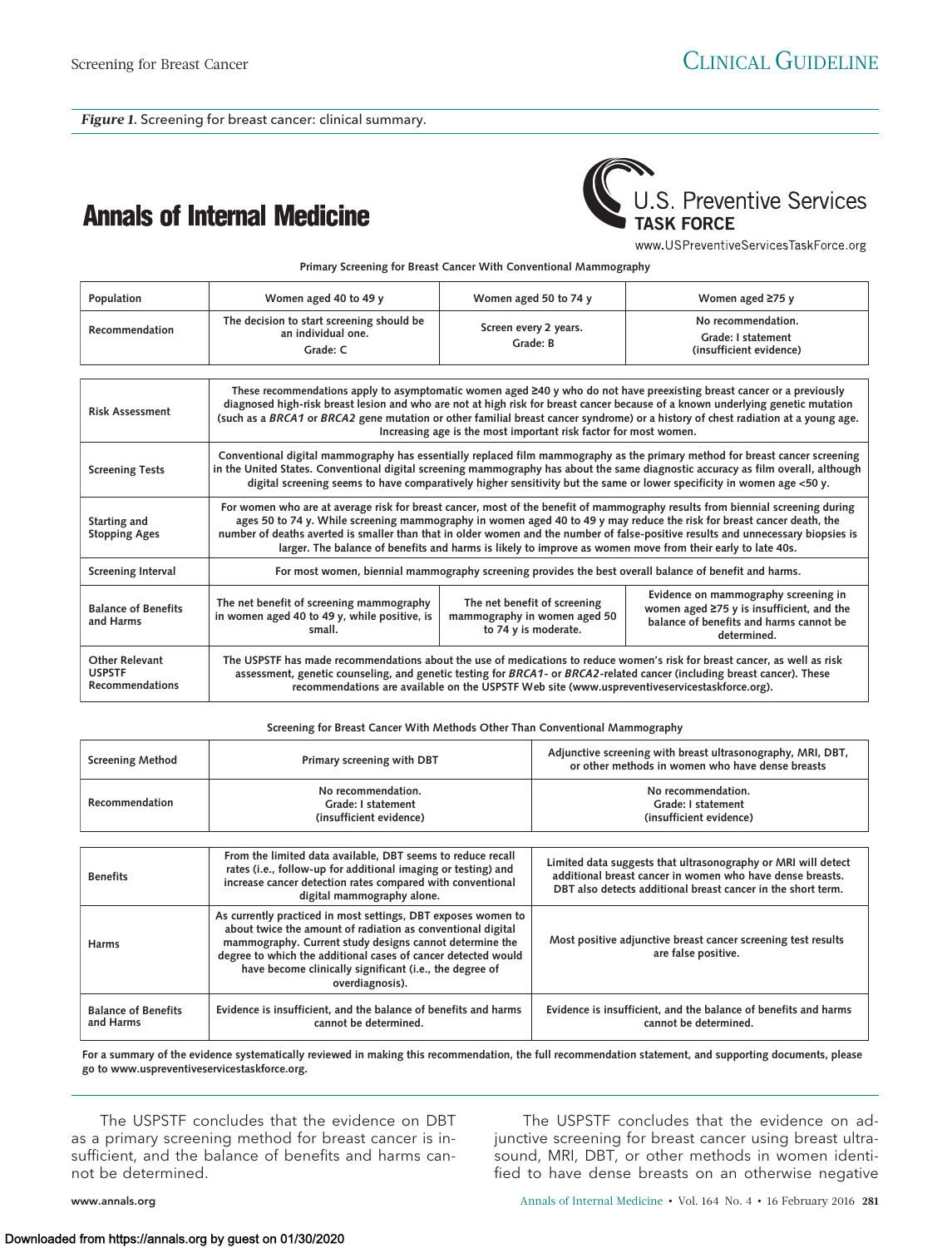*Figure 1*. Screening for breast cancer: clinical summary.

**Annals of Internal Medicine**

U.S. Preventive Services **TASK FORCE**

www.USPreventiveServicesTaskForce.org

**Primary Screening for Breast Cancer With Conventional Mammography**

| Population | Women aged 40 to 49 y | Women aged 50 to 74 y | Women aged ≥75 y |
|---|---|---|---|
| Recommendation | The decision to start screening should be an individual one. Grade: C | Screen every 2 years. Grade: B | No recommendation. Grade: I statement (insufficient evidence) |

| | | | |
|---|---|---|---|
| Risk Assessment | These recommendations apply to asymptomatic women aged ≥40 y who do not have preexisting breast cancer or a previously diagnosed high-risk breast lesion and who are not at high risk for breast cancer because of a known underlying genetic mutation (such as a *BRCA1* or *BRCA2* gene mutation or other familial breast cancer syndrome) or a history of chest radiation at a young age. Increasing age is the most important risk factor for most women. | | |
| Screening Tests | Conventional digital mammography has essentially replaced film mammography as the primary method for breast cancer screening in the United States. Conventional digital screening mammography has about the same diagnostic accuracy as film overall, although digital screening seems to have comparatively higher sensitivity but the same or lower specificity in women age <50 y. | | |
| Starting and Stopping Ages | For women who are at average risk for breast cancer, most of the benefit of mammography results from biennial screening during ages 50 to 74 y. While screening mammography in women aged 40 to 49 y may reduce the risk for breast cancer death, the number of deaths averted is smaller than that in older women and the number of false-positive results and unnecessary biopsies is larger. The balance of benefits and harms is likely to improve as women move from their early to late 40s. | | |
| Screening Interval | For most women, biennial mammography screening provides the best overall balance of benefit and harms. | | |
| Balance of Benefits and Harms | The net benefit of screening mammography in women aged 40 to 49 y, while positive, is small. | The net benefit of screening mammography in women aged 50 to 74 y is moderate. | Evidence on mammography screening in women aged ≥75 y is insufficient, and the balance of benefits and harms cannot be determined. |
| Other Relevant USPSTF Recommendations | The USPSTF has made recommendations about the use of medications to reduce women's risk for breast cancer, as well as risk assessment, genetic counseling, and genetic testing for *BRCA1*- or *BRCA2*-related cancer (including breast cancer). These recommendations are available on the USPSTF Web site (www.uspreventiveservicestaskforce.org). | | |

**Screening for Breast Cancer With Methods Other Than Conventional Mammography**

| Screening Method | Primary screening with DBT | Adjunctive screening with breast ultrasonography, MRI, DBT, or other methods in women who have dense breasts |
|---|---|---|
| Recommendation | No recommendation. Grade: I statement (insufficient evidence) | No recommendation. Grade: I statement (insufficient evidence) |

| | | |
|---|---|---|
| Benefits | From the limited data available, DBT seems to reduce recall rates (i.e., follow-up for additional imaging or testing) and increase cancer detection rates compared with conventional digital mammography alone. | Limited data suggests that ultrasonography or MRI will detect additional breast cancer in women who have dense breasts. DBT also detects additional breast cancer in the short term. |
| Harms | As currently practiced in most settings, DBT exposes women to about twice the amount of radiation as conventional digital mammography. Current study designs cannot determine the degree to which the additional cases of cancer detected would have become clinically significant (i.e., the degree of overdiagnosis). | Most positive adjunctive breast cancer screening test results are false positive. |
| Balance of Benefits and Harms | Evidence is insufficient, and the balance of benefits and harms cannot be determined. | Evidence is insufficient, and the balance of benefits and harms cannot be determined. |

For a summary of the evidence systematically reviewed in making this recommendation, the full recommendation statement, and supporting documents, please go to www.uspreventiveservicestaskforce.org.

The USPSTF concludes that the evidence on DBT as a primary screening method for breast cancer is insufficient, and the balance of benefits and harms cannot be determined.

The USPSTF concludes that the evidence on adjunctive screening for breast cancer using breast ultrasound, MRI, DBT, or other methods in women identified to have dense breasts on an otherwise negative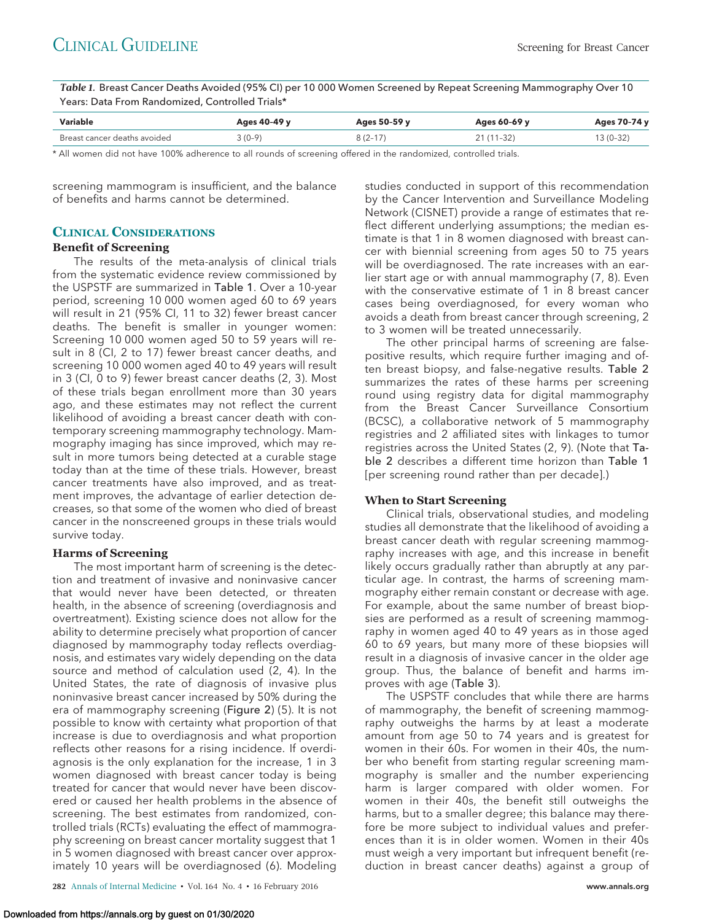*Table 1.* Breast Cancer Deaths Avoided (95% CI) per 10 000 Women Screened by Repeat Screening Mammography Over 10 Years: Data From Randomized, Controlled Trials*

| Variable | Ages 40–49 y | Ages 50–59 y | Ages 60–69 y | Ages 70–74 y |
|---|---|---|---|---|
| Breast cancer deaths avoided | 3 (0–9) | 8 (2–17) | 21 (11–32) | 13 (0–32) |

* All women did not have 100% adherence to all rounds of screening offered in the randomized, controlled trials.

screening mammogram is insufficient, and the balance of benefits and harms cannot be determined.

## Clinical Considerations

### Benefit of Screening

The results of the meta-analysis of clinical trials from the systematic evidence review commissioned by the USPSTF are summarized in Table 1. Over a 10-year period, screening 10 000 women aged 60 to 69 years will result in 21 (95% CI, 11 to 32) fewer breast cancer deaths. The benefit is smaller in younger women: Screening 10 000 women aged 50 to 59 years will result in 8 (CI, 2 to 17) fewer breast cancer deaths, and screening 10 000 women aged 40 to 49 years will result in 3 (CI, 0 to 9) fewer breast cancer deaths (2, 3). Most of these trials began enrollment more than 30 years ago, and these estimates may not reflect the current likelihood of avoiding a breast cancer death with contemporary screening mammography technology. Mammography imaging has since improved, which may result in more tumors being detected at a curable stage today than at the time of these trials. However, breast cancer treatments have also improved, and as treatment improves, the advantage of earlier detection decreases, so that some of the women who died of breast cancer in the nonscreened groups in these trials would survive today.

### Harms of Screening

The most important harm of screening is the detection and treatment of invasive and noninvasive cancer that would never have been detected, or threaten health, in the absence of screening (overdiagnosis and overtreatment). Existing science does not allow for the ability to determine precisely what proportion of cancer diagnosed by mammography today reflects overdiagnosis, and estimates vary widely depending on the data source and method of calculation used (2, 4). In the United States, the rate of diagnosis of invasive plus noninvasive breast cancer increased by 50% during the era of mammography screening (Figure 2) (5). It is not possible to know with certainty what proportion of that increase is due to overdiagnosis and what proportion reflects other reasons for a rising incidence. If overdiagnosis is the only explanation for the increase, 1 in 3 women diagnosed with breast cancer today is being treated for cancer that would never have been discovered or caused her health problems in the absence of screening. The best estimates from randomized, controlled trials (RCTs) evaluating the effect of mammography screening on breast cancer mortality suggest that 1 in 5 women diagnosed with breast cancer over approximately 10 years will be overdiagnosed (6). Modeling studies conducted in support of this recommendation by the Cancer Intervention and Surveillance Modeling Network (CISNET) provide a range of estimates that reflect different underlying assumptions; the median estimate is that 1 in 8 women diagnosed with breast cancer with biennial screening from ages 50 to 75 years will be overdiagnosed. The rate increases with an earlier start age or with annual mammography (7, 8). Even with the conservative estimate of 1 in 8 breast cancer cases being overdiagnosed, for every woman who avoids a death from breast cancer through screening, 2 to 3 women will be treated unnecessarily.

The other principal harms of screening are false-positive results, which require further imaging and often breast biopsy, and false-negative results. Table 2 summarizes the rates of these harms per screening round using registry data for digital mammography from the Breast Cancer Surveillance Consortium (BCSC), a collaborative network of 5 mammography registries and 2 affiliated sites with linkages to tumor registries across the United States (2, 9). (Note that Table 2 describes a different time horizon than Table 1 [per screening round rather than per decade].)

### When to Start Screening

Clinical trials, observational studies, and modeling studies all demonstrate that the likelihood of avoiding a breast cancer death with regular screening mammography increases with age, and this increase in benefit likely occurs gradually rather than abruptly at any particular age. In contrast, the harms of screening mammography either remain constant or decrease with age. For example, about the same number of breast biopsies are performed as a result of screening mammography in women aged 40 to 49 years as in those aged 60 to 69 years, but many more of these biopsies will result in a diagnosis of invasive cancer in the older age group. Thus, the balance of benefit and harms improves with age (Table 3).

The USPSTF concludes that while there are harms of mammography, the benefit of screening mammography outweighs the harms by at least a moderate amount from age 50 to 74 years and is greatest for women in their 60s. For women in their 40s, the number who benefit from starting regular screening mammography is smaller and the number experiencing harm is larger compared with older women. For women in their 40s, the benefit still outweighs the harms, but to a smaller degree; this balance may therefore be more subject to individual values and preferences than it is in older women. Women in their 40s must weigh a very important but infrequent benefit (reduction in breast cancer deaths) against a group of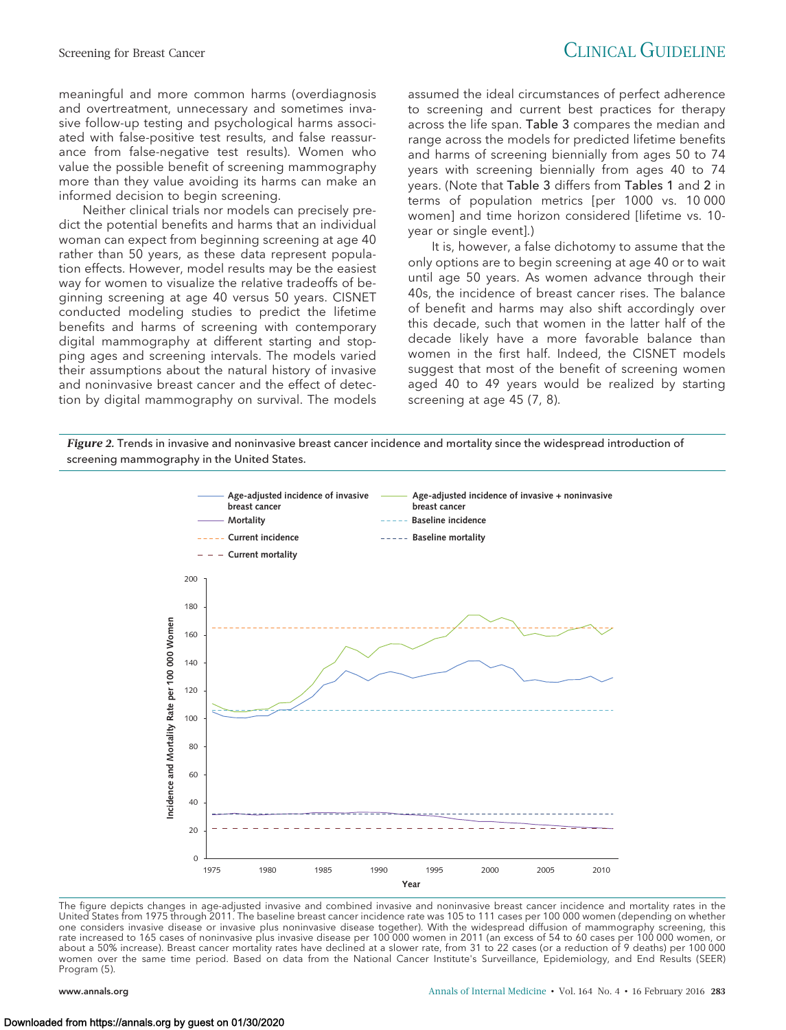meaningful and more common harms (overdiagnosis and overtreatment, unnecessary and sometimes invasive follow-up testing and psychological harms associated with false-positive test results, and false reassurance from false-negative test results). Women who value the possible benefit of screening mammography more than they value avoiding its harms can make an informed decision to begin screening.

Neither clinical trials nor models can precisely predict the potential benefits and harms that an individual woman can expect from beginning screening at age 40 rather than 50 years, as these data represent population effects. However, model results may be the easiest way for women to visualize the relative tradeoffs of beginning screening at age 40 versus 50 years. CISNET conducted modeling studies to predict the lifetime benefits and harms of screening with contemporary digital mammography at different starting and stopping ages and screening intervals. The models varied their assumptions about the natural history of invasive and noninvasive breast cancer and the effect of detection by digital mammography on survival. The models assumed the ideal circumstances of perfect adherence to screening and current best practices for therapy across the life span. Table 3 compares the median and range across the models for predicted lifetime benefits and harms of screening biennially from ages 50 to 74 years with screening biennially from ages 40 to 74 years. (Note that Table 3 differs from Tables 1 and 2 in terms of population metrics [per 1000 vs. 10 000 women] and time horizon considered [lifetime vs. 10-year or single event].)

It is, however, a false dichotomy to assume that the only options are to begin screening at age 40 or to wait until age 50 years. As women advance through their 40s, the incidence of breast cancer rises. The balance of benefit and harms may also shift accordingly over this decade, such that women in the latter half of the decade likely have a more favorable balance than women in the first half. Indeed, the CISNET models suggest that most of the benefit of screening women aged 40 to 49 years would be realized by starting screening at age 45 (7, 8).

***Figure 2.*** Trends in invasive and noninvasive breast cancer incidence and mortality since the widespread introduction of screening mammography in the United States.

The figure depicts changes in age-adjusted invasive and combined invasive and noninvasive breast cancer incidence and mortality rates in the United States from 1975 through 2011. The baseline breast cancer incidence rate was 105 to 111 cases per 100 000 women (depending on whether one considers invasive disease or invasive plus noninvasive disease together). With the widespread diffusion of mammography screening, this rate increased to 165 cases of noninvasive plus invasive disease per 100 000 women in 2011 (an excess of 54 to 60 cases per 100 000 women, or about a 50% increase). Breast cancer mortality rates have declined at a slower rate, from 31 to 22 cases (or a reduction of 9 deaths) per 100 000 women over the same time period. Based on data from the National Cancer Institute's Surveillance, Epidemiology, and End Results (SEER) Program (5).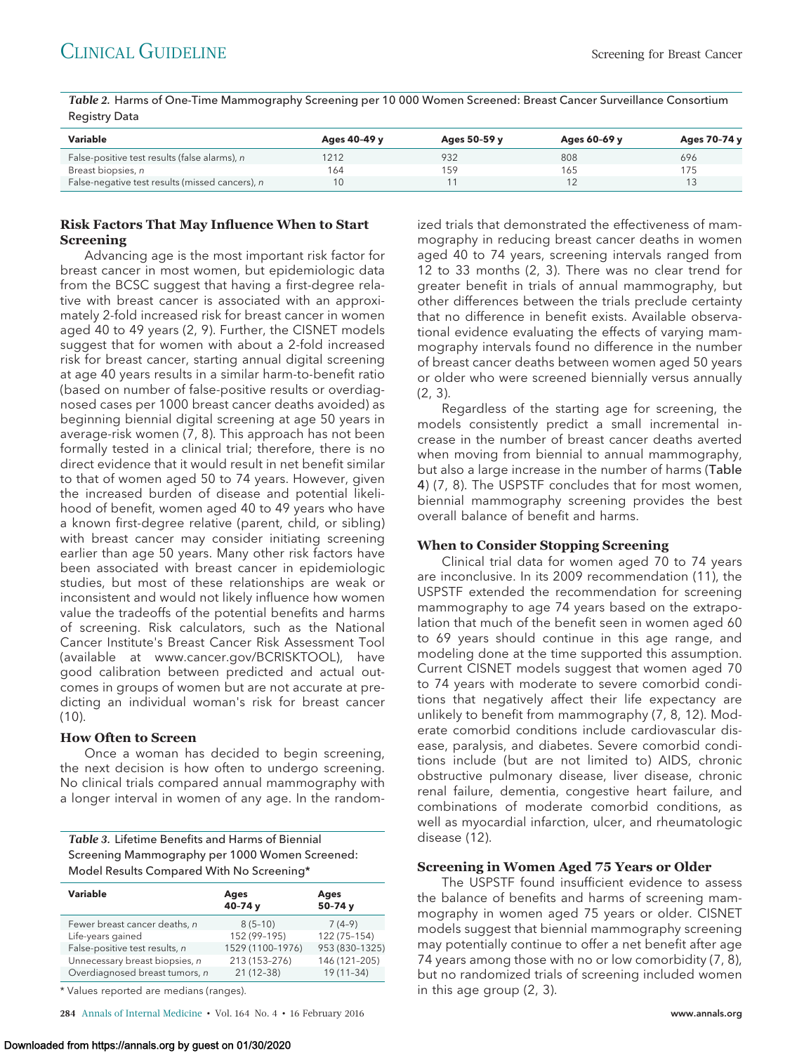*Table 2.* Harms of One-Time Mammography Screening per 10 000 Women Screened: Breast Cancer Surveillance Consortium Registry Data

| Variable | Ages 40-49 y | Ages 50-59 y | Ages 60-69 y | Ages 70-74 y |
|---|---|---|---|---|
| False-positive test results (false alarms), *n* | 1212 | 932 | 808 | 696 |
| Breast biopsies, *n* | 164 | 159 | 165 | 175 |
| False-negative test results (missed cancers), *n* | 10 | 11 | 12 | 13 |

### Risk Factors That May Influence When to Start Screening

Advancing age is the most important risk factor for breast cancer in most women, but epidemiologic data from the BCSC suggest that having a first-degree relative with breast cancer is associated with an approximately 2-fold increased risk for breast cancer in women aged 40 to 49 years (2, 9). Further, the CISNET models suggest that for women with about a 2-fold increased risk for breast cancer, starting annual digital screening at age 40 years results in a similar harm-to-benefit ratio (based on number of false-positive results or overdiagnosed cases per 1000 breast cancer deaths avoided) as beginning biennial digital screening at age 50 years in average-risk women (7, 8). This approach has not been formally tested in a clinical trial; therefore, there is no direct evidence that it would result in net benefit similar to that of women aged 50 to 74 years. However, given the increased burden of disease and potential likelihood of benefit, women aged 40 to 49 years who have a known first-degree relative (parent, child, or sibling) with breast cancer may consider initiating screening earlier than age 50 years. Many other risk factors have been associated with breast cancer in epidemiologic studies, but most of these relationships are weak or inconsistent and would not likely influence how women value the tradeoffs of the potential benefits and harms of screening. Risk calculators, such as the National Cancer Institute's Breast Cancer Risk Assessment Tool (available at www.cancer.gov/BCRISKTOOL), have good calibration between predicted and actual outcomes in groups of women but are not accurate at predicting an individual woman's risk for breast cancer (10).

### How Often to Screen

Once a woman has decided to begin screening, the next decision is how often to undergo screening. No clinical trials compared annual mammography with a longer interval in women of any age. In the randomized trials that demonstrated the effectiveness of mammography in reducing breast cancer deaths in women aged 40 to 74 years, screening intervals ranged from 12 to 33 months (2, 3). There was no clear trend for greater benefit in trials of annual mammography, but other differences between the trials preclude certainty that no difference in benefit exists. Available observational evidence evaluating the effects of varying mammography intervals found no difference in the number of breast cancer deaths between women aged 50 years or older who were screened biennially versus annually (2, 3).

Regardless of the starting age for screening, the models consistently predict a small incremental increase in the number of breast cancer deaths averted when moving from biennial to annual mammography, but also a large increase in the number of harms (Table 4) (7, 8). The USPSTF concludes that for most women, biennial mammography screening provides the best overall balance of benefit and harms.

*Table 3.* Lifetime Benefits and Harms of Biennial Screening Mammography per 1000 Women Screened: Model Results Compared With No Screening*

| Variable | Ages 40-74 y | Ages 50-74 y |
|---|---|---|
| Fewer breast cancer deaths, *n* | 8 (5-10) | 7 (4-9) |
| Life-years gained | 152 (99-195) | 122 (75-154) |
| False-positive test results, *n* | 1529 (1100-1976) | 953 (830-1325) |
| Unnecessary breast biopsies, *n* | 213 (153-276) | 146 (121-205) |
| Overdiagnosed breast tumors, *n* | 21 (12-38) | 19 (11-34) |

\* Values reported are medians (ranges).

### When to Consider Stopping Screening

Clinical trial data for women aged 70 to 74 years are inconclusive. In its 2009 recommendation (11), the USPSTF extended the recommendation for screening mammography to age 74 years based on the extrapolation that much of the benefit seen in women aged 60 to 69 years should continue in this age range, and modeling done at the time supported this assumption. Current CISNET models suggest that women aged 70 to 74 years with moderate to severe comorbid conditions that negatively affect their life expectancy are unlikely to benefit from mammography (7, 8, 12). Moderate comorbid conditions include cardiovascular disease, paralysis, and diabetes. Severe comorbid conditions include (but are not limited to) AIDS, chronic obstructive pulmonary disease, liver disease, chronic renal failure, dementia, congestive heart failure, and combinations of moderate comorbid conditions, as well as myocardial infarction, ulcer, and rheumatologic disease (12).

### Screening in Women Aged 75 Years or Older

The USPSTF found insufficient evidence to assess the balance of benefits and harms of screening mammography in women aged 75 years or older. CISNET models suggest that biennial mammography screening may potentially continue to offer a net benefit after age 74 years among those with no or low comorbidity (7, 8), but no randomized trials of screening included women in this age group (2, 3).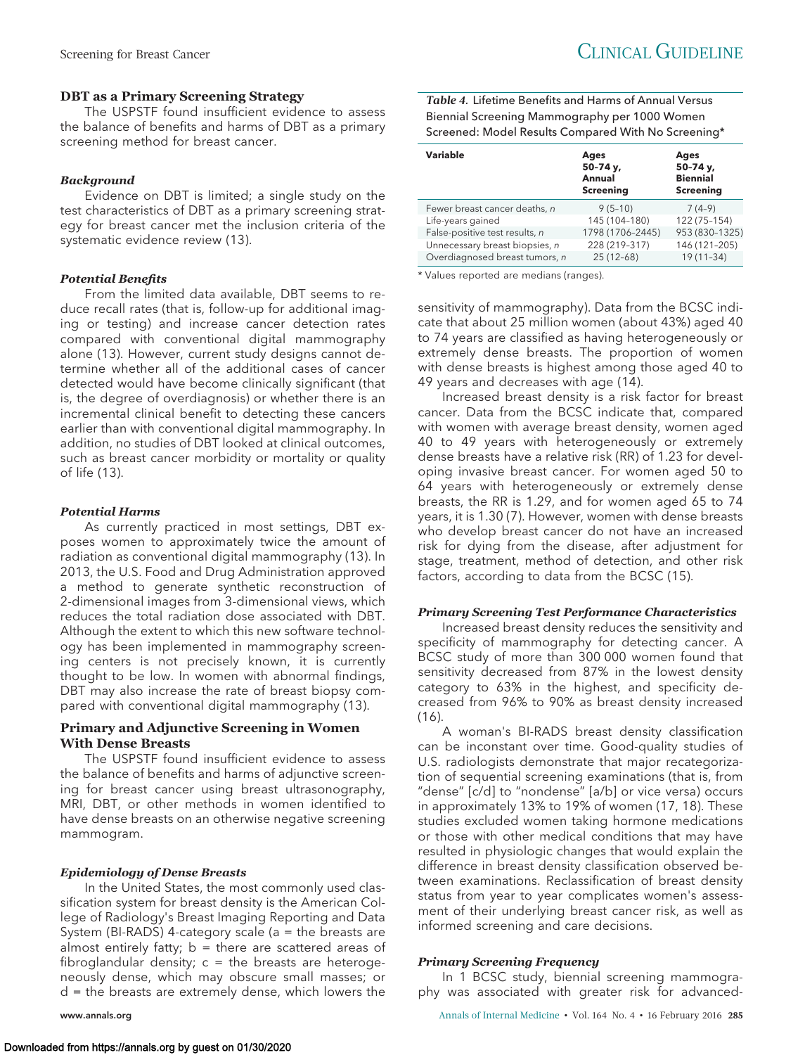### DBT as a Primary Screening Strategy

The USPSTF found insufficient evidence to assess the balance of benefits and harms of DBT as a primary screening method for breast cancer.

#### *Background*

Evidence on DBT is limited; a single study on the test characteristics of DBT as a primary screening strategy for breast cancer met the inclusion criteria of the systematic evidence review (13).

#### *Potential Benefits*

From the limited data available, DBT seems to reduce recall rates (that is, follow-up for additional imaging or testing) and increase cancer detection rates compared with conventional digital mammography alone (13). However, current study designs cannot determine whether all of the additional cases of cancer detected would have become clinically significant (that is, the degree of overdiagnosis) or whether there is an incremental clinical benefit to detecting these cancers earlier than with conventional digital mammography. In addition, no studies of DBT looked at clinical outcomes, such as breast cancer morbidity or mortality or quality of life (13).

#### *Potential Harms*

As currently practiced in most settings, DBT exposes women to approximately twice the amount of radiation as conventional digital mammography (13). In 2013, the U.S. Food and Drug Administration approved a method to generate synthetic reconstruction of 2-dimensional images from 3-dimensional views, which reduces the total radiation dose associated with DBT. Although the extent to which this new software technology has been implemented in mammography screening centers is not precisely known, it is currently thought to be low. In women with abnormal findings, DBT may also increase the rate of breast biopsy compared with conventional digital mammography (13).

### Primary and Adjunctive Screening in Women With Dense Breasts

The USPSTF found insufficient evidence to assess the balance of benefits and harms of adjunctive screening for breast cancer using breast ultrasonography, MRI, DBT, or other methods in women identified to have dense breasts on an otherwise negative screening mammogram.

#### *Epidemiology of Dense Breasts*

In the United States, the most commonly used classification system for breast density is the American College of Radiology's Breast Imaging Reporting and Data System (BI-RADS) 4-category scale (a = the breasts are almost entirely fatty; b = there are scattered areas of fibroglandular density; c = the breasts are heterogeneously dense, which may obscure small masses; or d = the breasts are extremely dense, which lowers the sensitivity of mammography). Data from the BCSC indicate that about 25 million women (about 43%) aged 40 to 74 years are classified as having heterogeneously or extremely dense breasts. The proportion of women with dense breasts is highest among those aged 40 to 49 years and decreases with age (14).

*Table 4.* Lifetime Benefits and Harms of Annual Versus Biennial Screening Mammography per 1000 Women Screened: Model Results Compared With No Screening*

| Variable | Ages 50–74 y, Annual Screening | Ages 50–74 y, Biennial Screening |
|---|---|---|
| Fewer breast cancer deaths, *n* | 9 (5–10) | 7 (4–9) |
| Life-years gained | 145 (104–180) | 122 (75–154) |
| False-positive test results, *n* | 1798 (1706–2445) | 953 (830–1325) |
| Unnecessary breast biopsies, *n* | 228 (219–317) | 146 (121–205) |
| Overdiagnosed breast tumors, *n* | 25 (12–68) | 19 (11–34) |

* Values reported are medians (ranges).

Increased breast density is a risk factor for breast cancer. Data from the BCSC indicate that, compared with women with average breast density, women aged 40 to 49 years with heterogeneously or extremely dense breasts have a relative risk (RR) of 1.23 for developing invasive breast cancer. For women aged 50 to 64 years with heterogeneously or extremely dense breasts, the RR is 1.29, and for women aged 65 to 74 years, it is 1.30 (7). However, women with dense breasts who develop breast cancer do not have an increased risk for dying from the disease, after adjustment for stage, treatment, method of detection, and other risk factors, according to data from the BCSC (15).

#### *Primary Screening Test Performance Characteristics*

Increased breast density reduces the sensitivity and specificity of mammography for detecting cancer. A BCSC study of more than 300 000 women found that sensitivity decreased from 87% in the lowest density category to 63% in the highest, and specificity decreased from 96% to 90% as breast density increased (16).

A woman's BI-RADS breast density classification can be inconstant over time. Good-quality studies of U.S. radiologists demonstrate that major recategorization of sequential screening examinations (that is, from "dense" [c/d] to "nondense" [a/b] or vice versa) occurs in approximately 13% to 19% of women (17, 18). These studies excluded women taking hormone medications or those with other medical conditions that may have resulted in physiologic changes that would explain the difference in breast density classification observed between examinations. Reclassification of breast density status from year to year complicates women's assessment of their underlying breast cancer risk, as well as informed screening and care decisions.

#### *Primary Screening Frequency*

In 1 BCSC study, biennial screening mammography was associated with greater risk for advanced-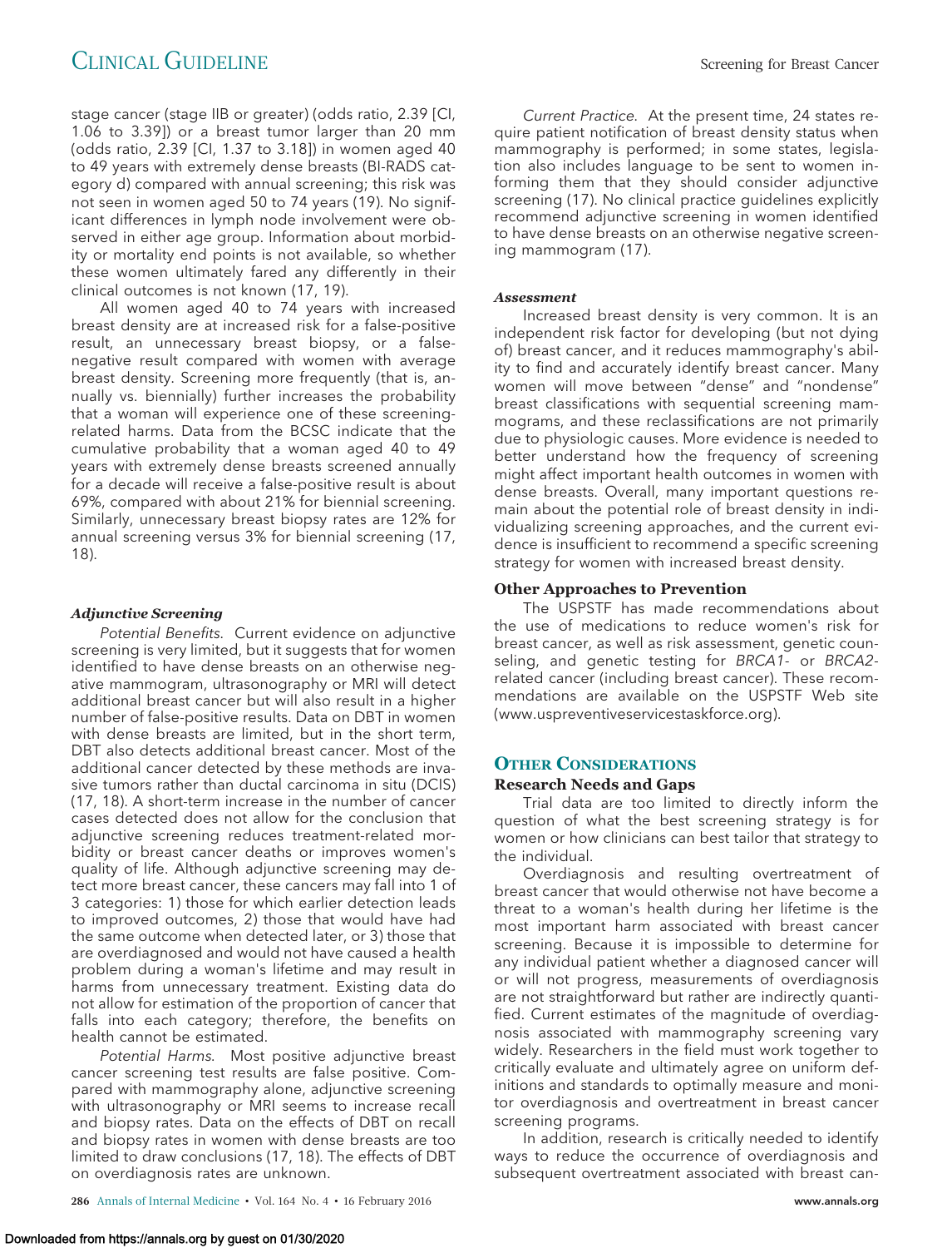stage cancer (stage IIB or greater) (odds ratio, 2.39 [CI, 1.06 to 3.39]) or a breast tumor larger than 20 mm (odds ratio, 2.39 [CI, 1.37 to 3.18]) in women aged 40 to 49 years with extremely dense breasts (BI-RADS category d) compared with annual screening; this risk was not seen in women aged 50 to 74 years (19). No significant differences in lymph node involvement were observed in either age group. Information about morbidity or mortality end points is not available, so whether these women ultimately fared any differently in their clinical outcomes is not known (17, 19).

All women aged 40 to 74 years with increased breast density are at increased risk for a false-positive result, an unnecessary breast biopsy, or a false-negative result compared with women with average breast density. Screening more frequently (that is, annually vs. biennially) further increases the probability that a woman will experience one of these screening-related harms. Data from the BCSC indicate that the cumulative probability that a woman aged 40 to 49 years with extremely dense breasts screened annually for a decade will receive a false-positive result is about 69%, compared with about 21% for biennial screening. Similarly, unnecessary breast biopsy rates are 12% for annual screening versus 3% for biennial screening (17, 18).

#### *Adjunctive Screening*

*Potential Benefits.* Current evidence on adjunctive screening is very limited, but it suggests that for women identified to have dense breasts on an otherwise negative mammogram, ultrasonography or MRI will detect additional breast cancer but will also result in a higher number of false-positive results. Data on DBT in women with dense breasts are limited, but in the short term, DBT also detects additional breast cancer. Most of the additional cancer detected by these methods are invasive tumors rather than ductal carcinoma in situ (DCIS) (17, 18). A short-term increase in the number of cancer cases detected does not allow for the conclusion that adjunctive screening reduces treatment-related morbidity or breast cancer deaths or improves women's quality of life. Although adjunctive screening may detect more breast cancer, these cancers may fall into 1 of 3 categories: 1) those for which earlier detection leads to improved outcomes, 2) those that would have had the same outcome when detected later, or 3) those that are overdiagnosed and would not have caused a health problem during a woman's lifetime and may result in harms from unnecessary treatment. Existing data do not allow for estimation of the proportion of cancer that falls into each category; therefore, the benefits on health cannot be estimated.

*Potential Harms.* Most positive adjunctive breast cancer screening test results are false positive. Compared with mammography alone, adjunctive screening with ultrasonography or MRI seems to increase recall and biopsy rates. Data on the effects of DBT on recall and biopsy rates in women with dense breasts are too limited to draw conclusions (17, 18). The effects of DBT on overdiagnosis rates are unknown.

*Current Practice.* At the present time, 24 states require patient notification of breast density status when mammography is performed; in some states, legislation also includes language to be sent to women informing them that they should consider adjunctive screening (17). No clinical practice guidelines explicitly recommend adjunctive screening in women identified to have dense breasts on an otherwise negative screening mammogram (17).

#### *Assessment*

Increased breast density is very common. It is an independent risk factor for developing (but not dying of) breast cancer, and it reduces mammography's ability to find and accurately identify breast cancer. Many women will move between "dense" and "nondense" breast classifications with sequential screening mammograms, and these reclassifications are not primarily due to physiologic causes. More evidence is needed to better understand how the frequency of screening might affect important health outcomes in women with dense breasts. Overall, many important questions remain about the potential role of breast density in individualizing screening approaches, and the current evidence is insufficient to recommend a specific screening strategy for women with increased breast density.

### Other Approaches to Prevention

The USPSTF has made recommendations about the use of medications to reduce women's risk for breast cancer, as well as risk assessment, genetic counseling, and genetic testing for *BRCA1*- or *BRCA2*-related cancer (including breast cancer). These recommendations are available on the USPSTF Web site (www.uspreventiveservicestaskforce.org).

## Other Considerations

### Research Needs and Gaps

Trial data are too limited to directly inform the question of what the best screening strategy is for women or how clinicians can best tailor that strategy to the individual.

Overdiagnosis and resulting overtreatment of breast cancer that would otherwise not have become a threat to a woman's health during her lifetime is the most important harm associated with breast cancer screening. Because it is impossible to determine for any individual patient whether a diagnosed cancer will or will not progress, measurements of overdiagnosis are not straightforward but rather are indirectly quantified. Current estimates of the magnitude of overdiagnosis associated with mammography screening vary widely. Researchers in the field must work together to critically evaluate and ultimately agree on uniform definitions and standards to optimally measure and monitor overdiagnosis and overtreatment in breast cancer screening programs.

In addition, research is critically needed to identify ways to reduce the occurrence of overdiagnosis and subsequent overtreatment associated with breast can-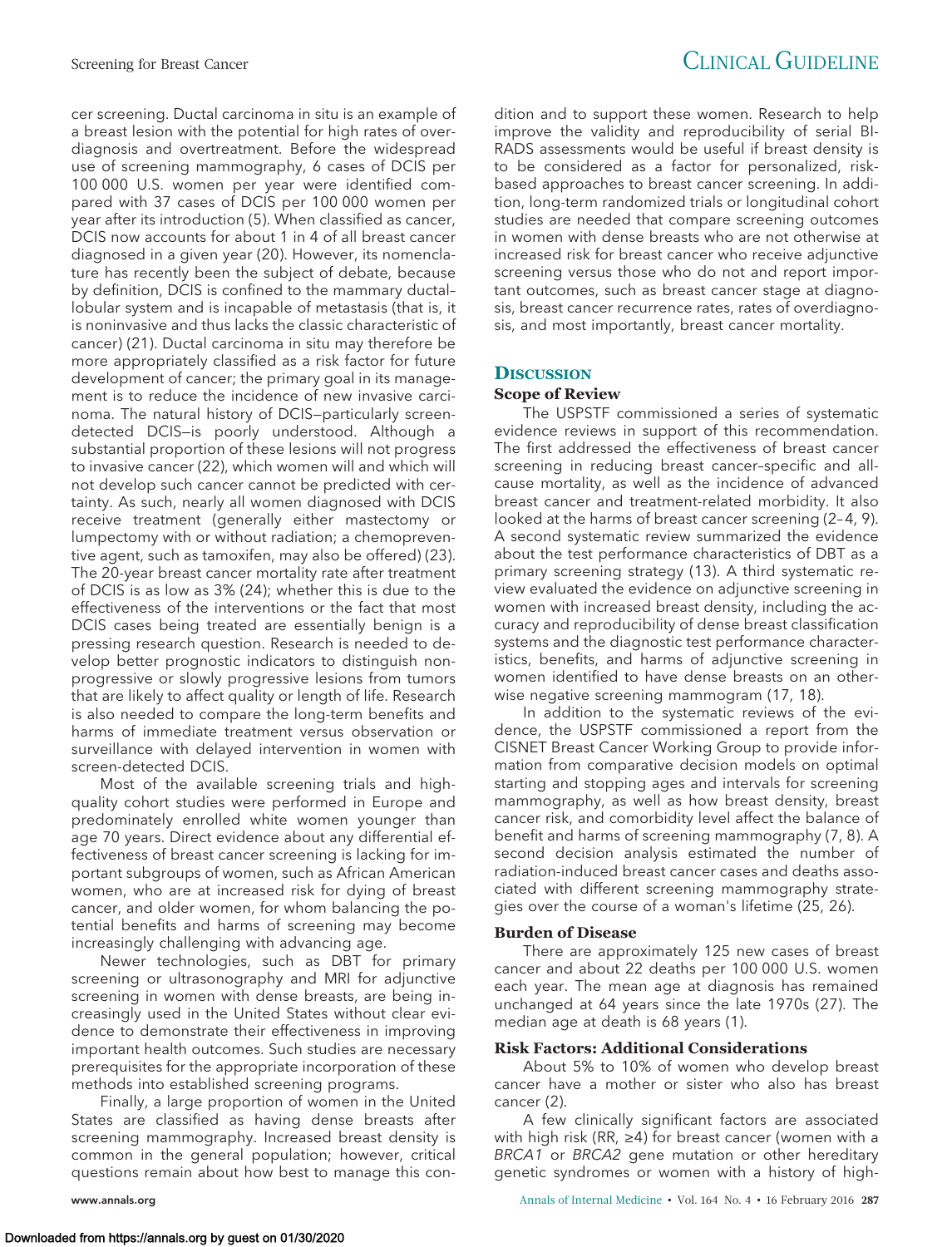cer screening. Ductal carcinoma in situ is an example of a breast lesion with the potential for high rates of overdiagnosis and overtreatment. Before the widespread use of screening mammography, 6 cases of DCIS per 100 000 U.S. women per year were identified compared with 37 cases of DCIS per 100 000 women per year after its introduction (5). When classified as cancer, DCIS now accounts for about 1 in 4 of all breast cancer diagnosed in a given year (20). However, its nomenclature has recently been the subject of debate, because by definition, DCIS is confined to the mammary ductal–lobular system and is incapable of metastasis (that is, it is noninvasive and thus lacks the classic characteristic of cancer) (21). Ductal carcinoma in situ may therefore be more appropriately classified as a risk factor for future development of cancer; the primary goal in its management is to reduce the incidence of new invasive carcinoma. The natural history of DCIS—particularly screen-detected DCIS—is poorly understood. Although a substantial proportion of these lesions will not progress to invasive cancer (22), which women will and which will not develop such cancer cannot be predicted with certainty. As such, nearly all women diagnosed with DCIS receive treatment (generally either mastectomy or lumpectomy with or without radiation; a chemopreventive agent, such as tamoxifen, may also be offered) (23). The 20-year breast cancer mortality rate after treatment of DCIS is as low as 3% (24); whether this is due to the effectiveness of the interventions or the fact that most DCIS cases being treated are essentially benign is a pressing research question. Research is needed to develop better prognostic indicators to distinguish nonprogressive or slowly progressive lesions from tumors that are likely to affect quality or length of life. Research is also needed to compare the long-term benefits and harms of immediate treatment versus observation or surveillance with delayed intervention in women with screen-detected DCIS.

Most of the available screening trials and high-quality cohort studies were performed in Europe and predominately enrolled white women younger than age 70 years. Direct evidence about any differential effectiveness of breast cancer screening is lacking for important subgroups of women, such as African American women, who are at increased risk for dying of breast cancer, and older women, for whom balancing the potential benefits and harms of screening may become increasingly challenging with advancing age.

Newer technologies, such as DBT for primary screening or ultrasonography and MRI for adjunctive screening in women with dense breasts, are being increasingly used in the United States without clear evidence to demonstrate their effectiveness in improving important health outcomes. Such studies are necessary prerequisites for the appropriate incorporation of these methods into established screening programs.

Finally, a large proportion of women in the United States are classified as having dense breasts after screening mammography. Increased breast density is common in the general population; however, critical questions remain about how best to manage this condition and to support these women. Research to help improve the validity and reproducibility of serial BI-RADS assessments would be useful if breast density is to be considered as a factor for personalized, risk-based approaches to breast cancer screening. In addition, long-term randomized trials or longitudinal cohort studies are needed that compare screening outcomes in women with dense breasts who are not otherwise at increased risk for breast cancer who receive adjunctive screening versus those who do not and report important outcomes, such as breast cancer stage at diagnosis, breast cancer recurrence rates, rates of overdiagnosis, and most importantly, breast cancer mortality.

## Discussion

### Scope of Review

The USPSTF commissioned a series of systematic evidence reviews in support of this recommendation. The first addressed the effectiveness of breast cancer screening in reducing breast cancer–specific and all-cause mortality, as well as the incidence of advanced breast cancer and treatment-related morbidity. It also looked at the harms of breast cancer screening (2–4, 9). A second systematic review summarized the evidence about the test performance characteristics of DBT as a primary screening strategy (13). A third systematic review evaluated the evidence on adjunctive screening in women with increased breast density, including the accuracy and reproducibility of dense breast classification systems and the diagnostic test performance characteristics, benefits, and harms of adjunctive screening in women identified to have dense breasts on an otherwise negative screening mammogram (17, 18).

In addition to the systematic reviews of the evidence, the USPSTF commissioned a report from the CISNET Breast Cancer Working Group to provide information from comparative decision models on optimal starting and stopping ages and intervals for screening mammography, as well as how breast density, breast cancer risk, and comorbidity level affect the balance of benefit and harms of screening mammography (7, 8). A second decision analysis estimated the number of radiation-induced breast cancer cases and deaths associated with different screening mammography strategies over the course of a woman's lifetime (25, 26).

### Burden of Disease

There are approximately 125 new cases of breast cancer and about 22 deaths per 100 000 U.S. women each year. The mean age at diagnosis has remained unchanged at 64 years since the late 1970s (27). The median age at death is 68 years (1).

### Risk Factors: Additional Considerations

About 5% to 10% of women who develop breast cancer have a mother or sister who also has breast cancer (2).

A few clinically significant factors are associated with high risk (RR, ≥4) for breast cancer (women with a *BRCA1* or *BRCA2* gene mutation or other hereditary genetic syndromes or women with a history of high-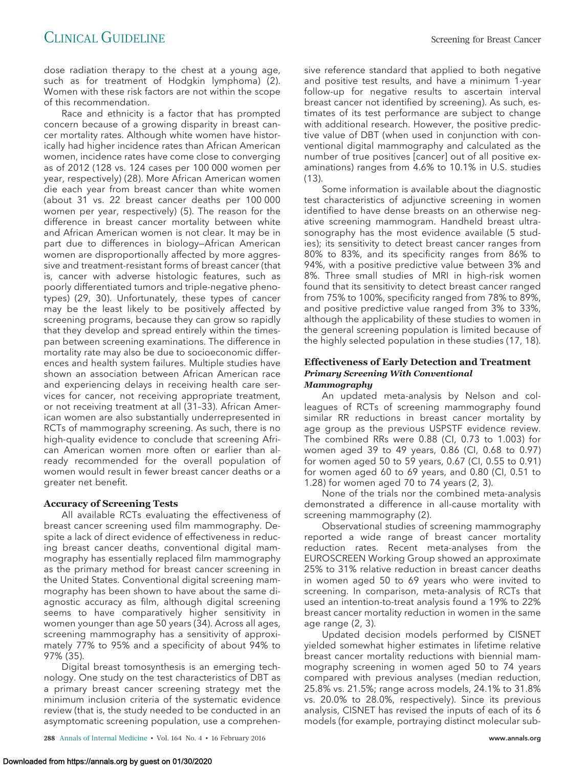dose radiation therapy to the chest at a young age, such as for treatment of Hodgkin lymphoma) (2). Women with these risk factors are not within the scope of this recommendation.

Race and ethnicity is a factor that has prompted concern because of a growing disparity in breast cancer mortality rates. Although white women have historically had higher incidence rates than African American women, incidence rates have come close to converging as of 2012 (128 vs. 124 cases per 100 000 women per year, respectively) (28). More African American women die each year from breast cancer than white women (about 31 vs. 22 breast cancer deaths per 100 000 women per year, respectively) (5). The reason for the difference in breast cancer mortality between white and African American women is not clear. It may be in part due to differences in biology—African American women are disproportionally affected by more aggressive and treatment-resistant forms of breast cancer (that is, cancer with adverse histologic features, such as poorly differentiated tumors and triple-negative phenotypes) (29, 30). Unfortunately, these types of cancer may be the least likely to be positively affected by screening programs, because they can grow so rapidly that they develop and spread entirely within the timespan between screening examinations. The difference in mortality rate may also be due to socioeconomic differences and health system failures. Multiple studies have shown an association between African American race and experiencing delays in receiving health care services for cancer, not receiving appropriate treatment, or not receiving treatment at all (31–33). African American women are also substantially underrepresented in RCTs of mammography screening. As such, there is no high-quality evidence to conclude that screening African American women more often or earlier than already recommended for the overall population of women would result in fewer breast cancer deaths or a greater net benefit.

### Accuracy of Screening Tests

All available RCTs evaluating the effectiveness of breast cancer screening used film mammography. Despite a lack of direct evidence of effectiveness in reducing breast cancer deaths, conventional digital mammography has essentially replaced film mammography as the primary method for breast cancer screening in the United States. Conventional digital screening mammography has been shown to have about the same diagnostic accuracy as film, although digital screening seems to have comparatively higher sensitivity in women younger than age 50 years (34). Across all ages, screening mammography has a sensitivity of approximately 77% to 95% and a specificity of about 94% to 97% (35).

Digital breast tomosynthesis is an emerging technology. One study on the test characteristics of DBT as a primary breast cancer screening strategy met the minimum inclusion criteria of the systematic evidence review (that is, the study needed to be conducted in an asymptomatic screening population, use a comprehensive reference standard that applied to both negative and positive test results, and have a minimum 1-year follow-up for negative results to ascertain interval breast cancer not identified by screening). As such, estimates of its test performance are subject to change with additional research. However, the positive predictive value of DBT (when used in conjunction with conventional digital mammography and calculated as the number of true positives [cancer] out of all positive examinations) ranges from 4.6% to 10.1% in U.S. studies (13).

Some information is available about the diagnostic test characteristics of adjunctive screening in women identified to have dense breasts on an otherwise negative screening mammogram. Handheld breast ultrasonography has the most evidence available (5 studies); its sensitivity to detect breast cancer ranges from 80% to 83%, and its specificity ranges from 86% to 94%, with a positive predictive value between 3% and 8%. Three small studies of MRI in high-risk women found that its sensitivity to detect breast cancer ranged from 75% to 100%, specificity ranged from 78% to 89%, and positive predictive value ranged from 3% to 33%, although the applicability of these studies to women in the general screening population is limited because of the highly selected population in these studies (17, 18).

### Effectiveness of Early Detection and Treatment

#### *Primary Screening With Conventional Mammography*

An updated meta-analysis by Nelson and colleagues of RCTs of screening mammography found similar RR reductions in breast cancer mortality by age group as the previous USPSTF evidence review. The combined RRs were 0.88 (CI, 0.73 to 1.003) for women aged 39 to 49 years, 0.86 (CI, 0.68 to 0.97) for women aged 50 to 59 years, 0.67 (CI, 0.55 to 0.91) for women aged 60 to 69 years, and 0.80 (CI, 0.51 to 1.28) for women aged 70 to 74 years (2, 3).

None of the trials nor the combined meta-analysis demonstrated a difference in all-cause mortality with screening mammography (2).

Observational studies of screening mammography reported a wide range of breast cancer mortality reduction rates. Recent meta-analyses from the EUROSCREEN Working Group showed an approximate 25% to 31% relative reduction in breast cancer deaths in women aged 50 to 69 years who were invited to screening. In comparison, meta-analysis of RCTs that used an intention-to-treat analysis found a 19% to 22% breast cancer mortality reduction in women in the same age range (2, 3).

Updated decision models performed by CISNET yielded somewhat higher estimates in lifetime relative breast cancer mortality reductions with biennial mammography screening in women aged 50 to 74 years compared with previous analyses (median reduction, 25.8% vs. 21.5%; range across models, 24.1% to 31.8% vs. 20.0% to 28.0%, respectively). Since its previous analysis, CISNET has revised the inputs of each of its 6 models (for example, portraying distinct molecular sub-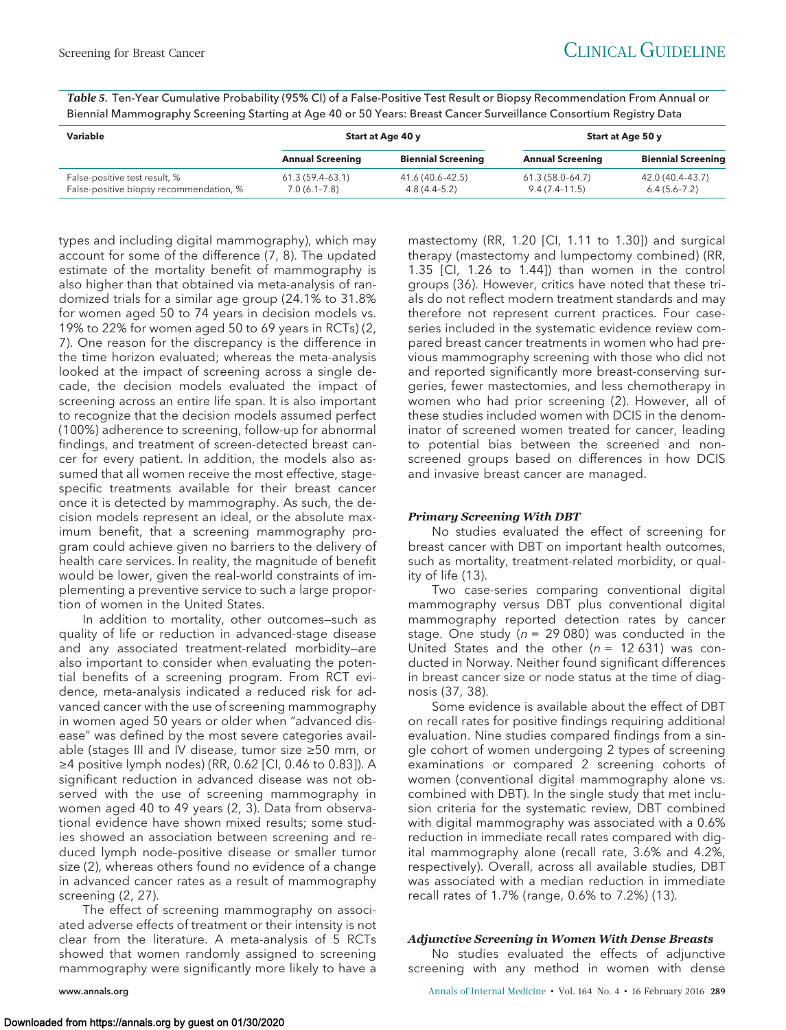*Table 5.* Ten-Year Cumulative Probability (95% CI) of a False-Positive Test Result or Biopsy Recommendation From Annual or Biennial Mammography Screening Starting at Age 40 or 50 Years: Breast Cancer Surveillance Consortium Registry Data

| Variable | Start at Age 40 y | | Start at Age 50 y | |
|---|---|---|---|---|
| | Annual Screening | Biennial Screening | Annual Screening | Biennial Screening |
| False-positive test result, % | 61.3 (59.4–63.1) | 41.6 (40.6–42.5) | 61.3 (58.0–64.7) | 42.0 (40.4–43.7) |
| False-positive biopsy recommendation, % | 7.0 (6.1–7.8) | 4.8 (4.4–5.2) | 9.4 (7.4–11.5) | 6.4 (5.6–7.2) |

types and including digital mammography), which may account for some of the difference (7, 8). The updated estimate of the mortality benefit of mammography is also higher than that obtained via meta-analysis of randomized trials for a similar age group (24.1% to 31.8% for women aged 50 to 74 years in decision models vs. 19% to 22% for women aged 50 to 69 years in RCTs) (2, 7). One reason for the discrepancy is the difference in the time horizon evaluated; whereas the meta-analysis looked at the impact of screening across a single decade, the decision models evaluated the impact of screening across an entire life span. It is also important to recognize that the decision models assumed perfect (100%) adherence to screening, follow-up for abnormal findings, and treatment of screen-detected breast cancer for every patient. In addition, the models also assumed that all women receive the most effective, stage-specific treatments available for their breast cancer once it is detected by mammography. As such, the decision models represent an ideal, or the absolute maximum benefit, that a screening mammography program could achieve given no barriers to the delivery of health care services. In reality, the magnitude of benefit would be lower, given the real-world constraints of implementing a preventive service to such a large proportion of women in the United States.

In addition to mortality, other outcomes—such as quality of life or reduction in advanced-stage disease and any associated treatment-related morbidity—are also important to consider when evaluating the potential benefits of a screening program. From RCT evidence, meta-analysis indicated a reduced risk for advanced cancer with the use of screening mammography in women aged 50 years or older when "advanced disease" was defined by the most severe categories available (stages III and IV disease, tumor size ≥50 mm, or ≥4 positive lymph nodes) (RR, 0.62 [CI, 0.46 to 0.83]). A significant reduction in advanced disease was not observed with the use of screening mammography in women aged 40 to 49 years (2, 3). Data from observational evidence have shown mixed results; some studies showed an association between screening and reduced lymph node–positive disease or smaller tumor size (2), whereas others found no evidence of a change in advanced cancer rates as a result of mammography screening (2, 27).

The effect of screening mammography on associated adverse effects of treatment or their intensity is not clear from the literature. A meta-analysis of 5 RCTs showed that women randomly assigned to screening mammography were significantly more likely to have a mastectomy (RR, 1.20 [CI, 1.11 to 1.30]) and surgical therapy (mastectomy and lumpectomy combined) (RR, 1.35 [CI, 1.26 to 1.44]) than women in the control groups (36). However, critics have noted that these trials do not reflect modern treatment standards and may therefore not represent current practices. Four case-series included in the systematic evidence review compared breast cancer treatments in women who had previous mammography screening with those who did not and reported significantly more breast-conserving surgeries, fewer mastectomies, and less chemotherapy in women who had prior screening (2). However, all of these studies included women with DCIS in the denominator of screened women treated for cancer, leading to potential bias between the screened and nonscreened groups based on differences in how DCIS and invasive breast cancer are managed.

#### *Primary Screening With DBT*

No studies evaluated the effect of screening for breast cancer with DBT on important health outcomes, such as mortality, treatment-related morbidity, or quality of life (13).

Two case-series comparing conventional digital mammography versus DBT plus conventional digital mammography reported detection rates by cancer stage. One study ($n$ = 29 080) was conducted in the United States and the other ($n$ = 12 631) was conducted in Norway. Neither found significant differences in breast cancer size or node status at the time of diagnosis (37, 38).

Some evidence is available about the effect of DBT on recall rates for positive findings requiring additional evaluation. Nine studies compared findings from a single cohort of women undergoing 2 types of screening examinations or compared 2 screening cohorts of women (conventional digital mammography alone vs. combined with DBT). In the single study that met inclusion criteria for the systematic review, DBT combined with digital mammography was associated with a 0.6% reduction in immediate recall rates compared with digital mammography alone (recall rate, 3.6% and 4.2%, respectively). Overall, across all available studies, DBT was associated with a median reduction in immediate recall rates of 1.7% (range, 0.6% to 7.2%) (13).

#### *Adjunctive Screening in Women With Dense Breasts*

No studies evaluated the effects of adjunctive screening with any method in women with dense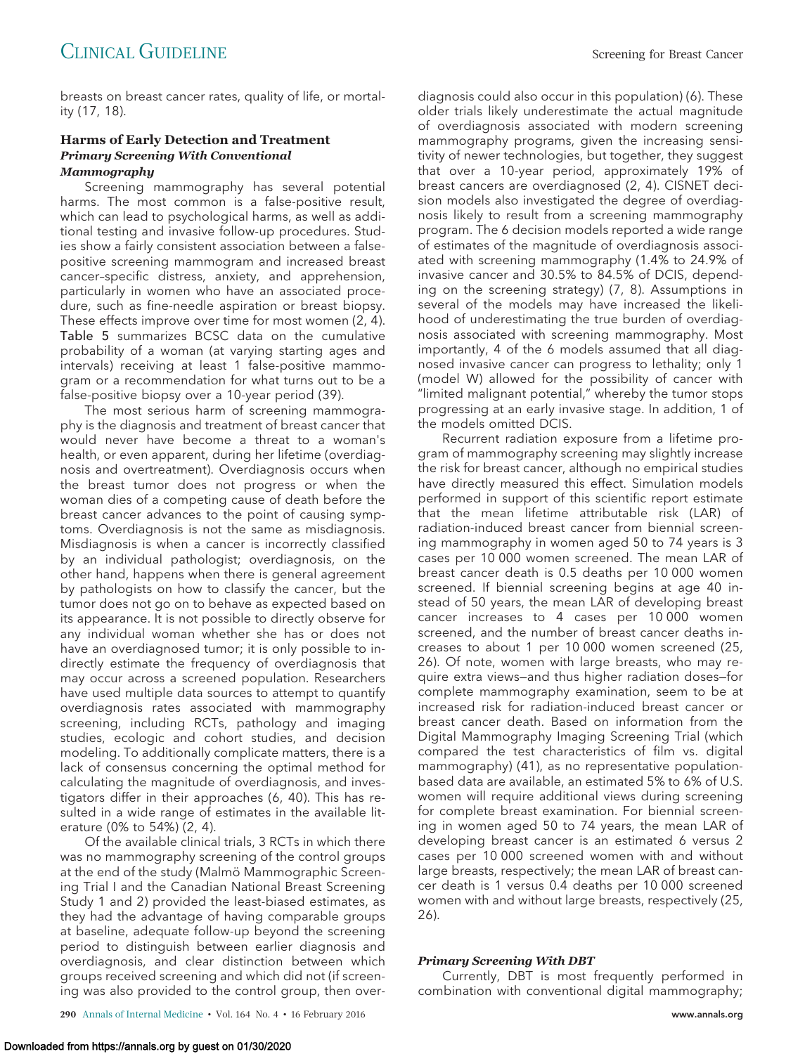breasts on breast cancer rates, quality of life, or mortality (17, 18).

## Harms of Early Detection and Treatment

### *Primary Screening With Conventional Mammography*

Screening mammography has several potential harms. The most common is a false-positive result, which can lead to psychological harms, as well as additional testing and invasive follow-up procedures. Studies show a fairly consistent association between a false-positive screening mammogram and increased breast cancer–specific distress, anxiety, and apprehension, particularly in women who have an associated procedure, such as fine-needle aspiration or breast biopsy. These effects improve over time for most women (2, 4). Table 5 summarizes BCSC data on the cumulative probability of a woman (at varying starting ages and intervals) receiving at least 1 false-positive mammogram or a recommendation for what turns out to be a false-positive biopsy over a 10-year period (39).

The most serious harm of screening mammography is the diagnosis and treatment of breast cancer that would never have become a threat to a woman's health, or even apparent, during her lifetime (overdiagnosis and overtreatment). Overdiagnosis occurs when the breast tumor does not progress or when the woman dies of a competing cause of death before the breast cancer advances to the point of causing symptoms. Overdiagnosis is not the same as misdiagnosis. Misdiagnosis is when a cancer is incorrectly classified by an individual pathologist; overdiagnosis, on the other hand, happens when there is general agreement by pathologists on how to classify the cancer, but the tumor does not go on to behave as expected based on its appearance. It is not possible to directly observe for any individual woman whether she has or does not have an overdiagnosed tumor; it is only possible to indirectly estimate the frequency of overdiagnosis that may occur across a screened population. Researchers have used multiple data sources to attempt to quantify overdiagnosis rates associated with mammography screening, including RCTs, pathology and imaging studies, ecologic and cohort studies, and decision modeling. To additionally complicate matters, there is a lack of consensus concerning the optimal method for calculating the magnitude of overdiagnosis, and investigators differ in their approaches (6, 40). This has resulted in a wide range of estimates in the available literature (0% to 54%) (2, 4).

Of the available clinical trials, 3 RCTs in which there was no mammography screening of the control groups at the end of the study (Malmö Mammographic Screening Trial I and the Canadian National Breast Screening Study 1 and 2) provided the least-biased estimates, as they had the advantage of having comparable groups at baseline, adequate follow-up beyond the screening period to distinguish between earlier diagnosis and overdiagnosis, and clear distinction between which groups received screening and which did not (if screening was also provided to the control group, then overdiagnosis could also occur in this population) (6). These older trials likely underestimate the actual magnitude of overdiagnosis associated with modern screening mammography programs, given the increasing sensitivity of newer technologies, but together, they suggest that over a 10-year period, approximately 19% of breast cancers are overdiagnosed (2, 4). CISNET decision models also investigated the degree of overdiagnosis likely to result from a screening mammography program. The 6 decision models reported a wide range of estimates of the magnitude of overdiagnosis associated with screening mammography (1.4% to 24.9% of invasive cancer and 30.5% to 84.5% of DCIS, depending on the screening strategy) (7, 8). Assumptions in several of the models may have increased the likelihood of underestimating the true burden of overdiagnosis associated with screening mammography. Most importantly, 4 of the 6 models assumed that all diagnosed invasive cancer can progress to lethality; only 1 (model W) allowed for the possibility of cancer with "limited malignant potential," whereby the tumor stops progressing at an early invasive stage. In addition, 1 of the models omitted DCIS.

Recurrent radiation exposure from a lifetime program of mammography screening may slightly increase the risk for breast cancer, although no empirical studies have directly measured this effect. Simulation models performed in support of this scientific report estimate that the mean lifetime attributable risk (LAR) of radiation-induced breast cancer from biennial screening mammography in women aged 50 to 74 years is 3 cases per 10 000 women screened. The mean LAR of breast cancer death is 0.5 deaths per 10 000 women screened. If biennial screening begins at age 40 instead of 50 years, the mean LAR of developing breast cancer increases to 4 cases per 10 000 women screened, and the number of breast cancer deaths increases to about 1 per 10 000 women screened (25, 26). Of note, women with large breasts, who may require extra views—and thus higher radiation doses—for complete mammography examination, seem to be at increased risk for radiation-induced breast cancer or breast cancer death. Based on information from the Digital Mammography Imaging Screening Trial (which compared the test characteristics of film vs. digital mammography) (41), as no representative population-based data are available, an estimated 5% to 6% of U.S. women will require additional views during screening for complete breast examination. For biennial screening in women aged 50 to 74 years, the mean LAR of developing breast cancer is an estimated 6 versus 2 cases per 10 000 screened women with and without large breasts, respectively; the mean LAR of breast cancer death is 1 versus 0.4 deaths per 10 000 screened women with and without large breasts, respectively (25, 26).

### *Primary Screening With DBT*

Currently, DBT is most frequently performed in combination with conventional digital mammography;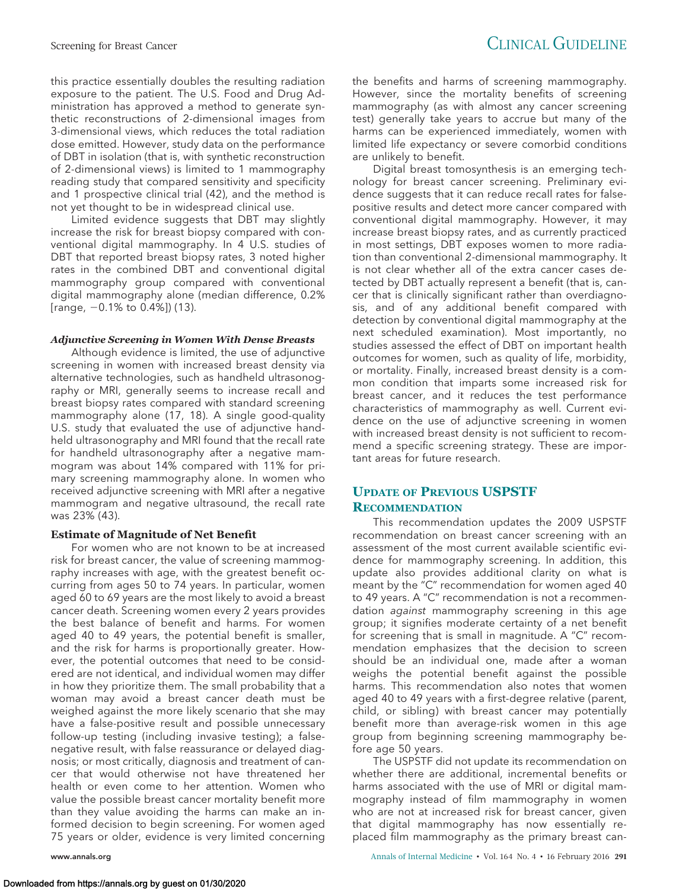this practice essentially doubles the resulting radiation exposure to the patient. The U.S. Food and Drug Administration has approved a method to generate synthetic reconstructions of 2-dimensional images from 3-dimensional views, which reduces the total radiation dose emitted. However, study data on the performance of DBT in isolation (that is, with synthetic reconstruction of 2-dimensional views) is limited to 1 mammography reading study that compared sensitivity and specificity and 1 prospective clinical trial (42), and the method is not yet thought to be in widespread clinical use.

Limited evidence suggests that DBT may slightly increase the risk for breast biopsy compared with conventional digital mammography. In 4 U.S. studies of DBT that reported breast biopsy rates, 3 noted higher rates in the combined DBT and conventional digital mammography group compared with conventional digital mammography alone (median difference, 0.2% [range, −0.1% to 0.4%]) (13).

#### Adjunctive Screening in Women With Dense Breasts

Although evidence is limited, the use of adjunctive screening in women with increased breast density via alternative technologies, such as handheld ultrasonography or MRI, generally seems to increase recall and breast biopsy rates compared with standard screening mammography alone (17, 18). A single good-quality U.S. study that evaluated the use of adjunctive handheld ultrasonography and MRI found that the recall rate for handheld ultrasonography after a negative mammogram was about 14% compared with 11% for primary screening mammography alone. In women who received adjunctive screening with MRI after a negative mammogram and negative ultrasound, the recall rate was 23% (43).

### Estimate of Magnitude of Net Benefit

For women who are not known to be at increased risk for breast cancer, the value of screening mammography increases with age, with the greatest benefit occurring from ages 50 to 74 years. In particular, women aged 60 to 69 years are the most likely to avoid a breast cancer death. Screening women every 2 years provides the best balance of benefit and harms. For women aged 40 to 49 years, the potential benefit is smaller, and the risk for harms is proportionally greater. However, the potential outcomes that need to be considered are not identical, and individual women may differ in how they prioritize them. The small probability that a woman may avoid a breast cancer death must be weighed against the more likely scenario that she may have a false-positive result and possible unnecessary follow-up testing (including invasive testing); a false-negative result, with false reassurance or delayed diagnosis; or most critically, diagnosis and treatment of cancer that would otherwise not have threatened her health or even come to her attention. Women who value the possible breast cancer mortality benefit more than they value avoiding the harms can make an informed decision to begin screening. For women aged 75 years or older, evidence is very limited concerning the benefits and harms of screening mammography. However, since the mortality benefits of screening mammography (as with almost any cancer screening test) generally take years to accrue but many of the harms can be experienced immediately, women with limited life expectancy or severe comorbid conditions are unlikely to benefit.

Digital breast tomosynthesis is an emerging technology for breast cancer screening. Preliminary evidence suggests that it can reduce recall rates for false-positive results and detect more cancer compared with conventional digital mammography. However, it may increase breast biopsy rates, and as currently practiced in most settings, DBT exposes women to more radiation than conventional 2-dimensional mammography. It is not clear whether all of the extra cancer cases detected by DBT actually represent a benefit (that is, cancer that is clinically significant rather than overdiagnosis, and of any additional benefit compared with detection by conventional digital mammography at the next scheduled examination). Most importantly, no studies assessed the effect of DBT on important health outcomes for women, such as quality of life, morbidity, or mortality. Finally, increased breast density is a common condition that imparts some increased risk for breast cancer, and it reduces the test performance characteristics of mammography as well. Current evidence on the use of adjunctive screening in women with increased breast density is not sufficient to recommend a specific screening strategy. These are important areas for future research.

## Update of Previous USPSTF Recommendation

This recommendation updates the 2009 USPSTF recommendation on breast cancer screening with an assessment of the most current available scientific evidence for mammography screening. In addition, this update also provides additional clarity on what is meant by the "C" recommendation for women aged 40 to 49 years. A "C" recommendation is not a recommendation *against* mammography screening in this age group; it signifies moderate certainty of a net benefit for screening that is small in magnitude. A "C" recommendation emphasizes that the decision to screen should be an individual one, made after a woman weighs the potential benefit against the possible harms. This recommendation also notes that women aged 40 to 49 years with a first-degree relative (parent, child, or sibling) with breast cancer may potentially benefit more than average-risk women in this age group from beginning screening mammography before age 50 years.

The USPSTF did not update its recommendation on whether there are additional, incremental benefits or harms associated with the use of MRI or digital mammography instead of film mammography in women who are not at increased risk for breast cancer, given that digital mammography has now essentially replaced film mammography as the primary breast can-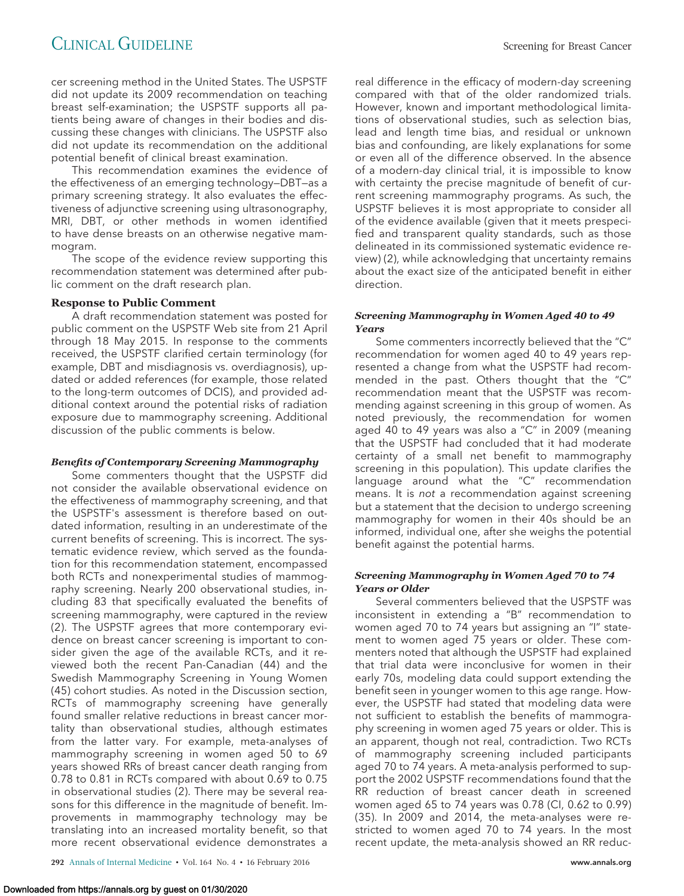cer screening method in the United States. The USPSTF did not update its 2009 recommendation on teaching breast self-examination; the USPSTF supports all patients being aware of changes in their bodies and discussing these changes with clinicians. The USPSTF also did not update its recommendation on the additional potential benefit of clinical breast examination.

This recommendation examines the evidence of the effectiveness of an emerging technology—DBT—as a primary screening strategy. It also evaluates the effectiveness of adjunctive screening using ultrasonography, MRI, DBT, or other methods in women identified to have dense breasts on an otherwise negative mammogram.

The scope of the evidence review supporting this recommendation statement was determined after public comment on the draft research plan.

### Response to Public Comment

A draft recommendation statement was posted for public comment on the USPSTF Web site from 21 April through 18 May 2015. In response to the comments received, the USPSTF clarified certain terminology (for example, DBT and misdiagnosis vs. overdiagnosis), updated or added references (for example, those related to the long-term outcomes of DCIS), and provided additional context around the potential risks of radiation exposure due to mammography screening. Additional discussion of the public comments is below.

#### *Benefits of Contemporary Screening Mammography*

Some commenters thought that the USPSTF did not consider the available observational evidence on the effectiveness of mammography screening, and that the USPSTF's assessment is therefore based on outdated information, resulting in an underestimate of the current benefits of screening. This is incorrect. The systematic evidence review, which served as the foundation for this recommendation statement, encompassed both RCTs and nonexperimental studies of mammography screening. Nearly 200 observational studies, including 83 that specifically evaluated the benefits of screening mammography, were captured in the review (2). The USPSTF agrees that more contemporary evidence on breast cancer screening is important to consider given the age of the available RCTs, and it reviewed both the recent Pan-Canadian (44) and the Swedish Mammography Screening in Young Women (45) cohort studies. As noted in the Discussion section, RCTs of mammography screening have generally found smaller relative reductions in breast cancer mortality than observational studies, although estimates from the latter vary. For example, meta-analyses of mammography screening in women aged 50 to 69 years showed RRs of breast cancer death ranging from 0.78 to 0.81 in RCTs compared with about 0.69 to 0.75 in observational studies (2). There may be several reasons for this difference in the magnitude of benefit. Improvements in mammography technology may be translating into an increased mortality benefit, so that more recent observational evidence demonstrates a real difference in the efficacy of modern-day screening compared with that of the older randomized trials. However, known and important methodological limitations of observational studies, such as selection bias, lead and length time bias, and residual or unknown bias and confounding, are likely explanations for some or even all of the difference observed. In the absence of a modern-day clinical trial, it is impossible to know with certainty the precise magnitude of benefit of current screening mammography programs. As such, the USPSTF believes it is most appropriate to consider all of the evidence available (given that it meets prespecified and transparent quality standards, such as those delineated in its commissioned systematic evidence review) (2), while acknowledging that uncertainty remains about the exact size of the anticipated benefit in either direction.

#### *Screening Mammography in Women Aged 40 to 49 Years*

Some commenters incorrectly believed that the "C" recommendation for women aged 40 to 49 years represented a change from what the USPSTF had recommended in the past. Others thought that the "C" recommendation meant that the USPSTF was recommending against screening in this group of women. As noted previously, the recommendation for women aged 40 to 49 years was also a "C" in 2009 (meaning that the USPSTF had concluded that it had moderate certainty of a small net benefit to mammography screening in this population). This update clarifies the language around what the "C" recommendation means. It is *not* a recommendation against screening but a statement that the decision to undergo screening mammography for women in their 40s should be an informed, individual one, after she weighs the potential benefit against the potential harms.

#### *Screening Mammography in Women Aged 70 to 74 Years or Older*

Several commenters believed that the USPSTF was inconsistent in extending a "B" recommendation to women aged 70 to 74 years but assigning an "I" statement to women aged 75 years or older. These commenters noted that although the USPSTF had explained that trial data were inconclusive for women in their early 70s, modeling data could support extending the benefit seen in younger women to this age range. However, the USPSTF had stated that modeling data were not sufficient to establish the benefits of mammography screening in women aged 75 years or older. This is an apparent, though not real, contradiction. Two RCTs of mammography screening included participants aged 70 to 74 years. A meta-analysis performed to support the 2002 USPSTF recommendations found that the RR reduction of breast cancer death in screened women aged 65 to 74 years was 0.78 (CI, 0.62 to 0.99) (35). In 2009 and 2014, the meta-analyses were restricted to women aged 70 to 74 years. In the most recent update, the meta-analysis showed an RR reduc-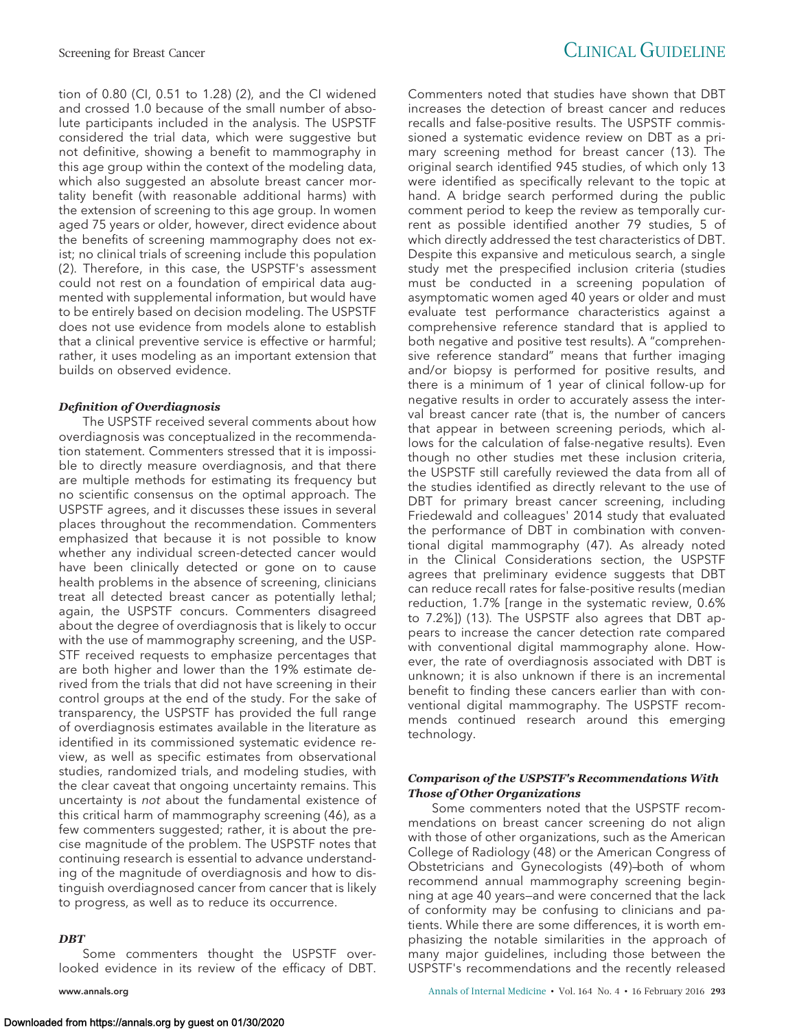tion of 0.80 (CI, 0.51 to 1.28) (2), and the CI widened and crossed 1.0 because of the small number of absolute participants included in the analysis. The USPSTF considered the trial data, which were suggestive but not definitive, showing a benefit to mammography in this age group within the context of the modeling data, which also suggested an absolute breast cancer mortality benefit (with reasonable additional harms) with the extension of screening to this age group. In women aged 75 years or older, however, direct evidence about the benefits of screening mammography does not exist; no clinical trials of screening include this population (2). Therefore, in this case, the USPSTF's assessment could not rest on a foundation of empirical data augmented with supplemental information, but would have to be entirely based on decision modeling. The USPSTF does not use evidence from models alone to establish that a clinical preventive service is effective or harmful; rather, it uses modeling as an important extension that builds on observed evidence.

#### *Definition of Overdiagnosis*

The USPSTF received several comments about how overdiagnosis was conceptualized in the recommendation statement. Commenters stressed that it is impossible to directly measure overdiagnosis, and that there are multiple methods for estimating its frequency but no scientific consensus on the optimal approach. The USPSTF agrees, and it discusses these issues in several places throughout the recommendation. Commenters emphasized that because it is not possible to know whether any individual screen-detected cancer would have been clinically detected or gone on to cause health problems in the absence of screening, clinicians treat all detected breast cancer as potentially lethal; again, the USPSTF concurs. Commenters disagreed about the degree of overdiagnosis that is likely to occur with the use of mammography screening, and the USPSTF received requests to emphasize percentages that are both higher and lower than the 19% estimate derived from the trials that did not have screening in their control groups at the end of the study. For the sake of transparency, the USPSTF has provided the full range of overdiagnosis estimates available in the literature as identified in its commissioned systematic evidence review, as well as specific estimates from observational studies, randomized trials, and modeling studies, with the clear caveat that ongoing uncertainty remains. This uncertainty is *not* about the fundamental existence of this critical harm of mammography screening (46), as a few commenters suggested; rather, it is about the precise magnitude of the problem. The USPSTF notes that continuing research is essential to advance understanding of the magnitude of overdiagnosis and how to distinguish overdiagnosed cancer from cancer that is likely to progress, as well as to reduce its occurrence.

#### *DBT*

Some commenters thought the USPSTF overlooked evidence in its review of the efficacy of DBT. Commenters noted that studies have shown that DBT increases the detection of breast cancer and reduces recalls and false-positive results. The USPSTF commissioned a systematic evidence review on DBT as a primary screening method for breast cancer (13). The original search identified 945 studies, of which only 13 were identified as specifically relevant to the topic at hand. A bridge search performed during the public comment period to keep the review as temporally current as possible identified another 79 studies, 5 of which directly addressed the test characteristics of DBT. Despite this expansive and meticulous search, a single study met the prespecified inclusion criteria (studies must be conducted in a screening population of asymptomatic women aged 40 years or older and must evaluate test performance characteristics against a comprehensive reference standard that is applied to both negative and positive test results). A "comprehensive reference standard" means that further imaging and/or biopsy is performed for positive results, and there is a minimum of 1 year of clinical follow-up for negative results in order to accurately assess the interval breast cancer rate (that is, the number of cancers that appear in between screening periods, which allows for the calculation of false-negative results). Even though no other studies met these inclusion criteria, the USPSTF still carefully reviewed the data from all of the studies identified as directly relevant to the use of DBT for primary breast cancer screening, including Friedewald and colleagues' 2014 study that evaluated the performance of DBT in combination with conventional digital mammography (47). As already noted in the Clinical Considerations section, the USPSTF agrees that preliminary evidence suggests that DBT can reduce recall rates for false-positive results (median reduction, 1.7% [range in the systematic review, 0.6% to 7.2%]) (13). The USPSTF also agrees that DBT appears to increase the cancer detection rate compared with conventional digital mammography alone. However, the rate of overdiagnosis associated with DBT is unknown; it is also unknown if there is an incremental benefit to finding these cancers earlier than with conventional digital mammography. The USPSTF recommends continued research around this emerging technology.

#### *Comparison of the USPSTF's Recommendations With Those of Other Organizations*

Some commenters noted that the USPSTF recommendations on breast cancer screening do not align with those of other organizations, such as the American College of Radiology (48) or the American Congress of Obstetricians and Gynecologists (49)—both of whom recommend annual mammography screening beginning at age 40 years—and were concerned that the lack of conformity may be confusing to clinicians and patients. While there are some differences, it is worth emphasizing the notable similarities in the approach of many major guidelines, including those between the USPSTF's recommendations and the recently released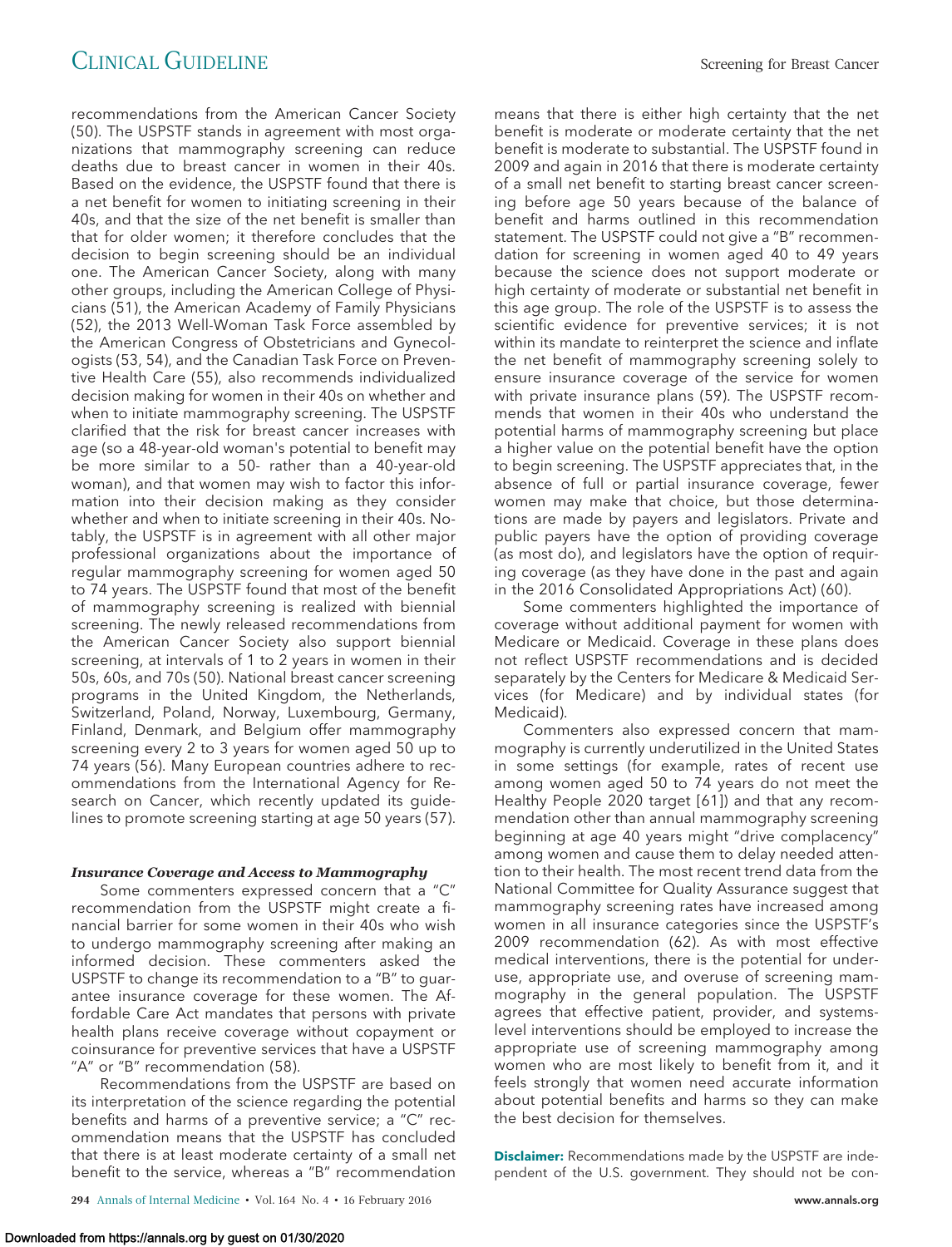recommendations from the American Cancer Society (50). The USPSTF stands in agreement with most organizations that mammography screening can reduce deaths due to breast cancer in women in their 40s. Based on the evidence, the USPSTF found that there is a net benefit for women to initiating screening in their 40s, and that the size of the net benefit is smaller than that for older women; it therefore concludes that the decision to begin screening should be an individual one. The American Cancer Society, along with many other groups, including the American College of Physicians (51), the American Academy of Family Physicians (52), the 2013 Well-Woman Task Force assembled by the American Congress of Obstetricians and Gynecologists (53, 54), and the Canadian Task Force on Preventive Health Care (55), also recommends individualized decision making for women in their 40s on whether and when to initiate mammography screening. The USPSTF clarified that the risk for breast cancer increases with age (so a 48-year-old woman's potential to benefit may be more similar to a 50- rather than a 40-year-old woman), and that women may wish to factor this information into their decision making as they consider whether and when to initiate screening in their 40s. Notably, the USPSTF is in agreement with all other major professional organizations about the importance of regular mammography screening for women aged 50 to 74 years. The USPSTF found that most of the benefit of mammography screening is realized with biennial screening. The newly released recommendations from the American Cancer Society also support biennial screening, at intervals of 1 to 2 years in women in their 50s, 60s, and 70s (50). National breast cancer screening programs in the United Kingdom, the Netherlands, Switzerland, Poland, Norway, Luxembourg, Germany, Finland, Denmark, and Belgium offer mammography screening every 2 to 3 years for women aged 50 up to 74 years (56). Many European countries adhere to recommendations from the International Agency for Research on Cancer, which recently updated its guidelines to promote screening starting at age 50 years (57).

### *Insurance Coverage and Access to Mammography*

Some commenters expressed concern that a "C" recommendation from the USPSTF might create a financial barrier for some women in their 40s who wish to undergo mammography screening after making an informed decision. These commenters asked the USPSTF to change its recommendation to a "B" to guarantee insurance coverage for these women. The Affordable Care Act mandates that persons with private health plans receive coverage without copayment or coinsurance for preventive services that have a USPSTF "A" or "B" recommendation (58).

Recommendations from the USPSTF are based on its interpretation of the science regarding the potential benefits and harms of a preventive service; a "C" recommendation means that the USPSTF has concluded that there is at least moderate certainty of a small net benefit to the service, whereas a "B" recommendation means that there is either high certainty that the net benefit is moderate or moderate certainty that the net benefit is moderate to substantial. The USPSTF found in 2009 and again in 2016 that there is moderate certainty of a small net benefit to starting breast cancer screening before age 50 years because of the balance of benefit and harms outlined in this recommendation statement. The USPSTF could not give a "B" recommendation for screening in women aged 40 to 49 years because the science does not support moderate or high certainty of moderate or substantial net benefit in this age group. The role of the USPSTF is to assess the scientific evidence for preventive services; it is not within its mandate to reinterpret the science and inflate the net benefit of mammography screening solely to ensure insurance coverage of the service for women with private insurance plans (59). The USPSTF recommends that women in their 40s who understand the potential harms of mammography screening but place a higher value on the potential benefit have the option to begin screening. The USPSTF appreciates that, in the absence of full or partial insurance coverage, fewer women may make that choice, but those determinations are made by payers and legislators. Private and public payers have the option of providing coverage (as most do), and legislators have the option of requiring coverage (as they have done in the past and again in the 2016 Consolidated Appropriations Act) (60).

Some commenters highlighted the importance of coverage without additional payment for women with Medicare or Medicaid. Coverage in these plans does not reflect USPSTF recommendations and is decided separately by the Centers for Medicare & Medicaid Services (for Medicare) and by individual states (for Medicaid).

Commenters also expressed concern that mammography is currently underutilized in the United States in some settings (for example, rates of recent use among women aged 50 to 74 years do not meet the Healthy People 2020 target [61]) and that any recommendation other than annual mammography screening beginning at age 40 years might "drive complacency" among women and cause them to delay needed attention to their health. The most recent trend data from the National Committee for Quality Assurance suggest that mammography screening rates have increased among women in all insurance categories since the USPSTF's 2009 recommendation (62). As with most effective medical interventions, there is the potential for underuse, appropriate use, and overuse of screening mammography in the general population. The USPSTF agrees that effective patient, provider, and systems-level interventions should be employed to increase the appropriate use of screening mammography among women who are most likely to benefit from it, and it feels strongly that women need accurate information about potential benefits and harms so they can make the best decision for themselves.

**Disclaimer:** Recommendations made by the USPSTF are independent of the U.S. government. They should not be con-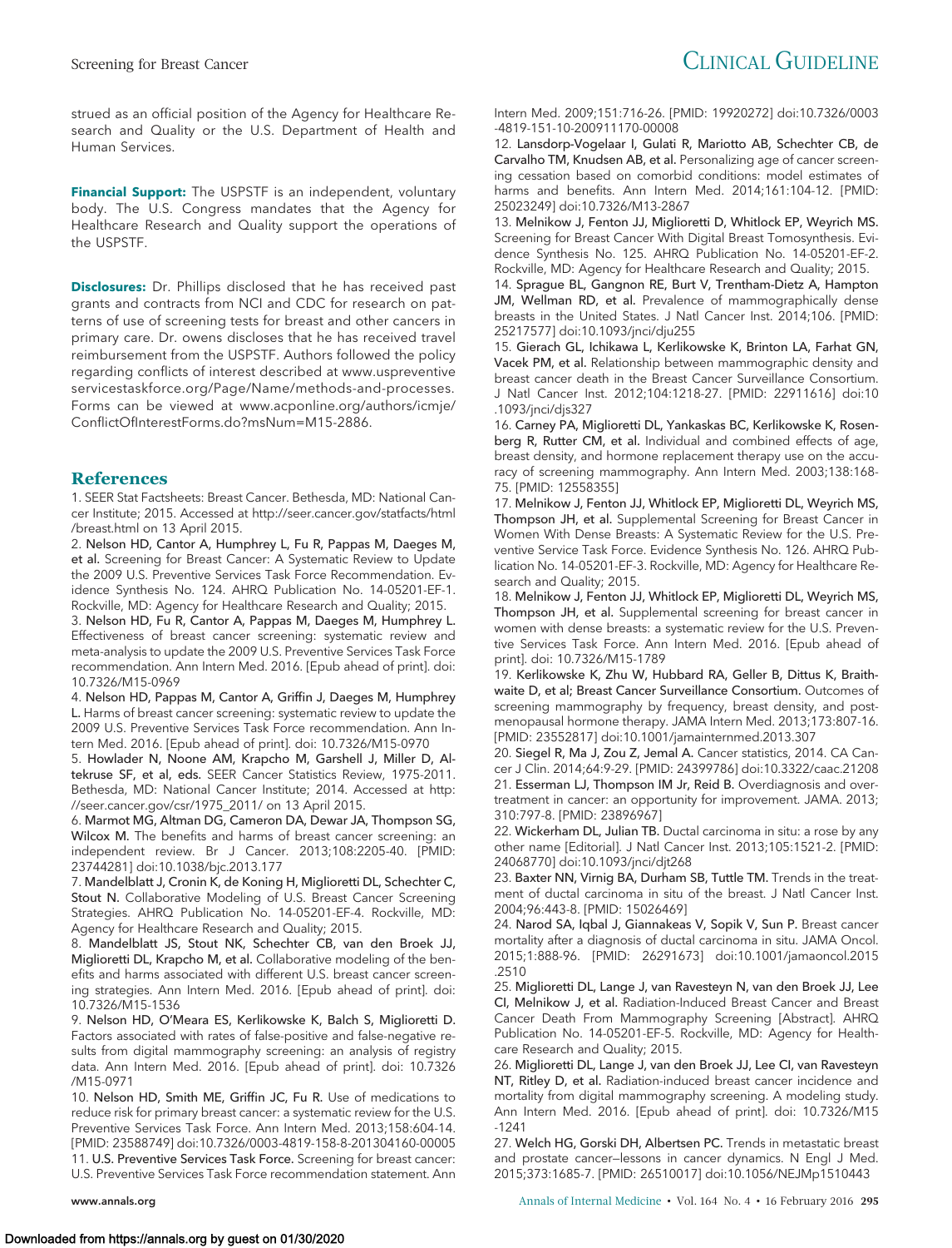strued as an official position of the Agency for Healthcare Research and Quality or the U.S. Department of Health and Human Services.

**Financial Support:** The USPSTF is an independent, voluntary body. The U.S. Congress mandates that the Agency for Healthcare Research and Quality support the operations of the USPSTF.

**Disclosures:** Dr. Phillips disclosed that he has received past grants and contracts from NCI and CDC for research on patterns of use of screening tests for breast and other cancers in primary care. Dr. owens discloses that he has received travel reimbursement from the USPSTF. Authors followed the policy regarding conflicts of interest described at www.uspreventiveservicestaskforce.org/Page/Name/methods-and-processes. Forms can be viewed at www.acponline.org/authors/icmje/ConflictOfInterestForms.do?msNum=M15-2886.

## References

1. SEER Stat Factsheets: Breast Cancer. Bethesda, MD: National Cancer Institute; 2015. Accessed at http://seer.cancer.gov/statfacts/html/breast.html on 13 April 2015.
2. **Nelson HD, Cantor A, Humphrey L, Fu R, Pappas M, Daeges M, et al.** Screening for Breast Cancer: A Systematic Review to Update the 2009 U.S. Preventive Services Task Force Recommendation. Evidence Synthesis No. 124. AHRQ Publication No. 14-05201-EF-1. Rockville, MD: Agency for Healthcare Research and Quality; 2015.
3. **Nelson HD, Fu R, Cantor A, Pappas M, Daeges M, Humphrey L.** Effectiveness of breast cancer screening: systematic review and meta-analysis to update the 2009 U.S. Preventive Services Task Force recommendation. Ann Intern Med. 2016. [Epub ahead of print]. doi: 10.7326/M15-0969
4. **Nelson HD, Pappas M, Cantor A, Griffin J, Daeges M, Humphrey L.** Harms of breast cancer screening: systematic review to update the 2009 U.S. Preventive Services Task Force recommendation. Ann Intern Med. 2016. [Epub ahead of print]. doi: 10.7326/M15-0970
5. **Howlader N, Noone AM, Krapcho M, Garshell J, Miller D, Altekruse SF, et al, eds.** SEER Cancer Statistics Review, 1975-2011. Bethesda, MD: National Cancer Institute; 2014. Accessed at http://seer.cancer.gov/csr/1975_2011/ on 13 April 2015.
6. **Marmot MG, Altman DG, Cameron DA, Dewar JA, Thompson SG, Wilcox M.** The benefits and harms of breast cancer screening: an independent review. Br J Cancer. 2013;108:2205-40. [PMID: 23744281] doi:10.1038/bjc.2013.177
7. **Mandelblatt J, Cronin K, de Koning H, Miglioretti DL, Schechter C, Stout N.** Collaborative Modeling of U.S. Breast Cancer Screening Strategies. AHRQ Publication No. 14-05201-EF-4. Rockville, MD: Agency for Healthcare Research and Quality; 2015.
8. **Mandelblatt JS, Stout NK, Schechter CB, van den Broek JJ, Miglioretti DL, Krapcho M, et al.** Collaborative modeling of the benefits and harms associated with different U.S. breast cancer screening strategies. Ann Intern Med. 2016. [Epub ahead of print]. doi: 10.7326/M15-1536
9. **Nelson HD, O'Meara ES, Kerlikowske K, Balch S, Miglioretti D.** Factors associated with rates of false-positive and false-negative results from digital mammography screening: an analysis of registry data. Ann Intern Med. 2016. [Epub ahead of print]. doi: 10.7326/M15-0971
10. **Nelson HD, Smith ME, Griffin JC, Fu R.** Use of medications to reduce risk for primary breast cancer: a systematic review for the U.S. Preventive Services Task Force. Ann Intern Med. 2013;158:604-14. [PMID: 23588749] doi:10.7326/0003-4819-158-8-201304160-00005
11. **U.S. Preventive Services Task Force.** Screening for breast cancer: U.S. Preventive Services Task Force recommendation statement. Ann Intern Med. 2009;151:716-26. [PMID: 19920272] doi:10.7326/0003-4819-151-10-200911170-00008
12. **Lansdorp-Vogelaar I, Gulati R, Mariotto AB, Schechter CB, de Carvalho TM, Knudsen AB, et al.** Personalizing age of cancer screening cessation based on comorbid conditions: model estimates of harms and benefits. Ann Intern Med. 2014;161:104-12. [PMID: 25023249] doi:10.7326/M13-2867
13. **Melnikow J, Fenton JJ, Miglioretti D, Whitlock EP, Weyrich MS.** Screening for Breast Cancer With Digital Breast Tomosynthesis. Evidence Synthesis No. 125. AHRQ Publication No. 14-05201-EF-2. Rockville, MD: Agency for Healthcare Research and Quality; 2015.
14. **Sprague BL, Gangnon RE, Burt V, Trentham-Dietz A, Hampton JM, Wellman RD, et al.** Prevalence of mammographically dense breasts in the United States. J Natl Cancer Inst. 2014;106. [PMID: 25217577] doi:10.1093/jnci/dju255
15. **Gierach GL, Ichikawa L, Kerlikowske K, Brinton LA, Farhat GN, Vacek PM, et al.** Relationship between mammographic density and breast cancer death in the Breast Cancer Surveillance Consortium. J Natl Cancer Inst. 2012;104:1218-27. [PMID: 22911616] doi:10.1093/jnci/djs327
16. **Carney PA, Miglioretti DL, Yankaskas BC, Kerlikowske K, Rosenberg R, Rutter CM, et al.** Individual and combined effects of age, breast density, and hormone replacement therapy use on the accuracy of screening mammography. Ann Intern Med. 2003;138:168-75. [PMID: 12558355]
17. **Melnikow J, Fenton JJ, Whitlock EP, Miglioretti DL, Weyrich MS, Thompson JH, et al.** Supplemental Screening for Breast Cancer in Women With Dense Breasts: A Systematic Review for the U.S. Preventive Service Task Force. Evidence Synthesis No. 126. AHRQ Publication No. 14-05201-EF-3. Rockville, MD: Agency for Healthcare Research and Quality; 2015.
18. **Melnikow J, Fenton JJ, Whitlock EP, Miglioretti DL, Weyrich MS, Thompson JH, et al.** Supplemental screening for breast cancer in women with dense breasts: a systematic review for the U.S. Preventive Services Task Force. Ann Intern Med. 2016. [Epub ahead of print]. doi: 10.7326/M15-1789
19. **Kerlikowske K, Zhu W, Hubbard RA, Geller B, Dittus K, Braithwaite D, et al; Breast Cancer Surveillance Consortium.** Outcomes of screening mammography by frequency, breast density, and postmenopausal hormone therapy. JAMA Intern Med. 2013;173:807-16. [PMID: 23552817] doi:10.1001/jamainternmed.2013.307
20. **Siegel R, Ma J, Zou Z, Jemal A.** Cancer statistics, 2014. CA Cancer J Clin. 2014;64:9-29. [PMID: 24399786] doi:10.3322/caac.21208
21. **Esserman LJ, Thompson IM Jr, Reid B.** Overdiagnosis and overtreatment in cancer: an opportunity for improvement. JAMA. 2013;310:797-8. [PMID: 23896967]
22. **Wickerham DL, Julian TB.** Ductal carcinoma in situ: a rose by any other name [Editorial]. J Natl Cancer Inst. 2013;105:1521-2. [PMID: 24068770] doi:10.1093/jnci/djt268
23. **Baxter NN, Virnig BA, Durham SB, Tuttle TM.** Trends in the treatment of ductal carcinoma in situ of the breast. J Natl Cancer Inst. 2004;96:443-8. [PMID: 15026469]
24. **Narod SA, Iqbal J, Giannakeas V, Sopik V, Sun P.** Breast cancer mortality after a diagnosis of ductal carcinoma in situ. JAMA Oncol. 2015;1:888-96. [PMID: 26291673] doi:10.1001/jamaoncol.2015.2510
25. **Miglioretti DL, Lange J, van Ravesteyn N, van den Broek JJ, Lee CI, Melnikow J, et al.** Radiation-Induced Breast Cancer and Breast Cancer Death From Mammography Screening [Abstract]. AHRQ Publication No. 14-05201-EF-5. Rockville, MD: Agency for Healthcare Research and Quality; 2015.
26. **Miglioretti DL, Lange J, van den Broek JJ, Lee CI, van Ravesteyn NT, Ritley D, et al.** Radiation-induced breast cancer incidence and mortality from digital mammography screening. A modeling study. Ann Intern Med. 2016. [Epub ahead of print]. doi: 10.7326/M15-1241
27. **Welch HG, Gorski DH, Albertsen PC.** Trends in metastatic breast and prostate cancer—lessons in cancer dynamics. N Engl J Med. 2015;373:1685-7. [PMID: 26510017] doi:10.1056/NEJMp1510443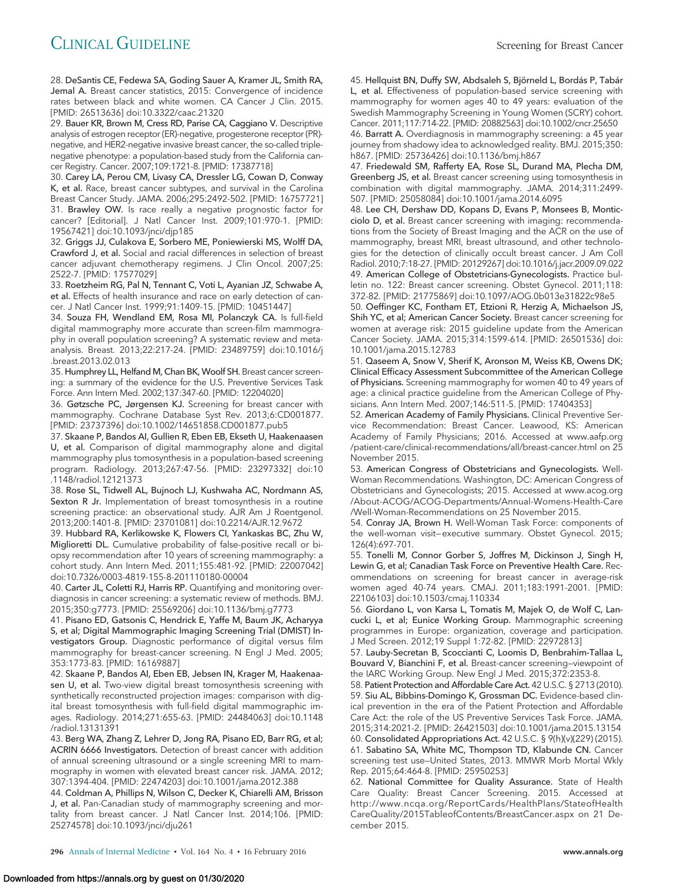28. **DeSantis CE, Fedewa SA, Goding Sauer A, Kramer JL, Smith RA, Jemal A.** Breast cancer statistics, 2015: Convergence of incidence rates between black and white women. CA Cancer J Clin. 2015. [PMID: 26513636] doi:10.3322/caac.21320

29. **Bauer KR, Brown M, Cress RD, Parise CA, Caggiano V.** Descriptive analysis of estrogen receptor (ER)-negative, progesterone receptor (PR)-negative, and HER2-negative invasive breast cancer, the so-called triple-negative phenotype: a population-based study from the California cancer Registry. Cancer. 2007;109:1721-8. [PMID: 17387718]

30. **Carey LA, Perou CM, Livasy CA, Dressler LG, Cowan D, Conway K, et al.** Race, breast cancer subtypes, and survival in the Carolina Breast Cancer Study. JAMA. 2006;295:2492-502. [PMID: 16757721]

31. **Brawley OW.** Is race really a negative prognostic factor for cancer? [Editorial]. J Natl Cancer Inst. 2009;101:970-1. [PMID: 19567421] doi:10.1093/jnci/djp185

32. **Griggs JJ, Culakova E, Sorbero ME, Poniewierski MS, Wolff DA, Crawford J, et al.** Social and racial differences in selection of breast cancer adjuvant chemotherapy regimens. J Clin Oncol. 2007;25: 2522-7. [PMID: 17577029]

33. **Roetzheim RG, Pal N, Tennant C, Voti L, Ayanian JZ, Schwabe A, et al.** Effects of health insurance and race on early detection of cancer. J Natl Cancer Inst. 1999;91:1409-15. [PMID: 10451447]

34. **Souza FH, Wendland EM, Rosa MI, Polanczyk CA.** Is full-field digital mammography more accurate than screen-film mammography in overall population screening? A systematic review and meta-analysis. Breast. 2013;22:217-24. [PMID: 23489759] doi:10.1016/j.breast.2013.02.013

35. **Humphrey LL, Helfand M, Chan BK, Woolf SH.** Breast cancer screening: a summary of the evidence for the U.S. Preventive Services Task Force. Ann Intern Med. 2002;137:347-60. [PMID: 12204020]

36. **Gøtzsche PC, Jørgensen KJ.** Screening for breast cancer with mammography. Cochrane Database Syst Rev. 2013;6:CD001877. [PMID: 23737396] doi:10.1002/14651858.CD001877.pub5

37. **Skaane P, Bandos AI, Gullien R, Eben EB, Ekseth U, Haakenaasen U, et al.** Comparison of digital mammography alone and digital mammography plus tomosynthesis in a population-based screening program. Radiology. 2013;267:47-56. [PMID: 23297332] doi:10.1148/radiol.12121373

38. **Rose SL, Tidwell AL, Bujnoch LJ, Kushwaha AC, Nordmann AS, Sexton R Jr.** Implementation of breast tomosynthesis in a routine screening practice: an observational study. AJR Am J Roentgenol. 2013;200:1401-8. [PMID: 23701081] doi:10.2214/AJR.12.9672

39. **Hubbard RA, Kerlikowske K, Flowers CI, Yankaskas BC, Zhu W, Miglioretti DL.** Cumulative probability of false-positive recall or biopsy recommendation after 10 years of screening mammography: a cohort study. Ann Intern Med. 2011;155:481-92. [PMID: 22007042] doi:10.7326/0003-4819-155-8-201110180-00004

40. **Carter JL, Coletti RJ, Harris RP.** Quantifying and monitoring overdiagnosis in cancer screening: a systematic review of methods. BMJ. 2015;350:g7773. [PMID: 25569206] doi:10.1136/bmj.g7773

41. **Pisano ED, Gatsonis C, Hendrick E, Yaffe M, Baum JK, Acharyya S, et al; Digital Mammographic Imaging Screening Trial (DMIST) Investigators Group.** Diagnostic performance of digital versus film mammography for breast-cancer screening. N Engl J Med. 2005; 353:1773-83. [PMID: 16169887]

42. **Skaane P, Bandos AI, Eben EB, Jebsen IN, Krager M, Haakenaasen U, et al.** Two-view digital breast tomosynthesis screening with synthetically reconstructed projection images: comparison with digital breast tomosynthesis with full-field digital mammographic images. Radiology. 2014;271:655-63. [PMID: 24484063] doi:10.1148/radiol.13131391

43. **Berg WA, Zhang Z, Lehrer D, Jong RA, Pisano ED, Barr RG, et al; ACRIN 6666 Investigators.** Detection of breast cancer with addition of annual screening ultrasound or a single screening MRI to mammography in women with elevated breast cancer risk. JAMA. 2012; 307:1394-404. [PMID: 22474203] doi:10.1001/jama.2012.388

44. **Coldman A, Phillips N, Wilson C, Decker K, Chiarelli AM, Brisson J, et al.** Pan-Canadian study of mammography screening and mortality from breast cancer. J Natl Cancer Inst. 2014;106. [PMID: 25274578] doi:10.1093/jnci/dju261

45. **Hellquist BN, Duffy SW, Abdsaleh S, Björneld L, Bordás P, Tabár L, et al.** Effectiveness of population-based service screening with mammography for women ages 40 to 49 years: evaluation of the Swedish Mammography Screening in Young Women (SCRY) cohort. Cancer. 2011;117:714-22. [PMID: 20882563] doi:10.1002/cncr.25650

46. **Barratt A.** Overdiagnosis in mammography screening: a 45 year journey from shadowy idea to acknowledged reality. BMJ. 2015;350: h867. [PMID: 25736426] doi:10.1136/bmj.h867

47. **Friedewald SM, Rafferty EA, Rose SL, Durand MA, Plecha DM, Greenberg JS, et al.** Breast cancer screening using tomosynthesis in combination with digital mammography. JAMA. 2014;311:2499-507. [PMID: 25058084] doi:10.1001/jama.2014.6095

48. **Lee CH, Dershaw DD, Kopans D, Evans P, Monsees B, Monticciolo D, et al.** Breast cancer screening with imaging: recommendations from the Society of Breast Imaging and the ACR on the use of mammography, breast MRI, breast ultrasound, and other technologies for the detection of clinically occult breast cancer. J Am Coll Radiol. 2010;7:18-27. [PMID: 20129267] doi:10.1016/j.jacr.2009.09.022

49. **American College of Obstetricians-Gynecologists.** Practice bulletin no. 122: Breast cancer screening. Obstet Gynecol. 2011;118: 372-82. [PMID: 21775869] doi:10.1097/AOG.0b013e31822c98e5

50. **Oeffinger KC, Fontham ET, Etzioni R, Herzig A, Michaelson JS, Shih YC, et al; American Cancer Society.** Breast cancer screening for women at average risk: 2015 guideline update from the American Cancer Society. JAMA. 2015;314:1599-614. [PMID: 26501536] doi:10.1001/jama.2015.12783

51. **Qaseem A, Snow V, Sherif K, Aronson M, Weiss KB, Owens DK; Clinical Efficacy Assessment Subcommittee of the American College of Physicians.** Screening mammography for women 40 to 49 years of age: a clinical practice guideline from the American College of Physicians. Ann Intern Med. 2007;146:511-5. [PMID: 17404353]

52. **American Academy of Family Physicians.** Clinical Preventive Service Recommendation: Breast Cancer. Leawood, KS: American Academy of Family Physicians; 2016. Accessed at www.aafp.org/patient-care/clinical-recommendations/all/breast-cancer.html on 25 November 2015.

53. **American Congress of Obstetricians and Gynecologists.** Well-Woman Recommendations. Washington, DC: American Congress of Obstetricians and Gynecologists; 2015. Accessed at www.acog.org/About-ACOG/ACOG-Departments/Annual-Womens-Health-Care/Well-Woman-Recommendations on 25 November 2015.

54. **Conray JA, Brown H.** Well-Woman Task Force: components of the well-woman visit–executive summary. Obstet Gynecol. 2015; 126(4):697-701.

55. **Tonelli M, Connor Gorber S, Joffres M, Dickinson J, Singh H, Lewin G, et al; Canadian Task Force on Preventive Health Care.** Recommendations on screening for breast cancer in average-risk women aged 40-74 years. CMAJ. 2011;183:1991-2001. [PMID: 22106103] doi:10.1503/cmaj.110334

56. **Giordano L, von Karsa L, Tomatis M, Majek O, de Wolf C, Lancucki L, et al; Eunice Working Group.** Mammographic screening programmes in Europe: organization, coverage and participation. J Med Screen. 2012;19 Suppl 1:72-82. [PMID: 22972813]

57. **Lauby-Secretan B, Scoccianti C, Loomis D, Benbrahim-Tallaa L, Bouvard V, Bianchini F, et al.** Breast-cancer screening–viewpoint of the IARC Working Group. New Engl J Med. 2015;372:2353-8.

58. **Patient Protection and Affordable Care Act.** 42 U.S.C. § 2713 (2010).

59. **Siu AL, Bibbins-Domingo K, Grossman DC.** Evidence-based clinical prevention in the era of the Patient Protection and Affordable Care Act: the role of the US Preventive Services Task Force. JAMA. 2015;314:2021-2. [PMID: 26421503] doi:10.1001/jama.2015.13154

60. **Consolidated Appropriations Act.** 42 U.S.C. § 9(h)(v)(229) (2015).

61. **Sabatino SA, White MC, Thompson TD, Klabunde CN.** Cancer screening test use–United States, 2013. MMWR Morb Mortal Wkly Rep. 2015;64:464-8. [PMID: 25950253]

62. **National Committee for Quality Assurance.** State of Health Care Quality: Breast Cancer Screening. 2015. Accessed at http://www.ncqa.org/ReportCards/HealthPlans/StateofHealthCareQuality/2015TableofContents/BreastCancer.aspx on 21 December 2015.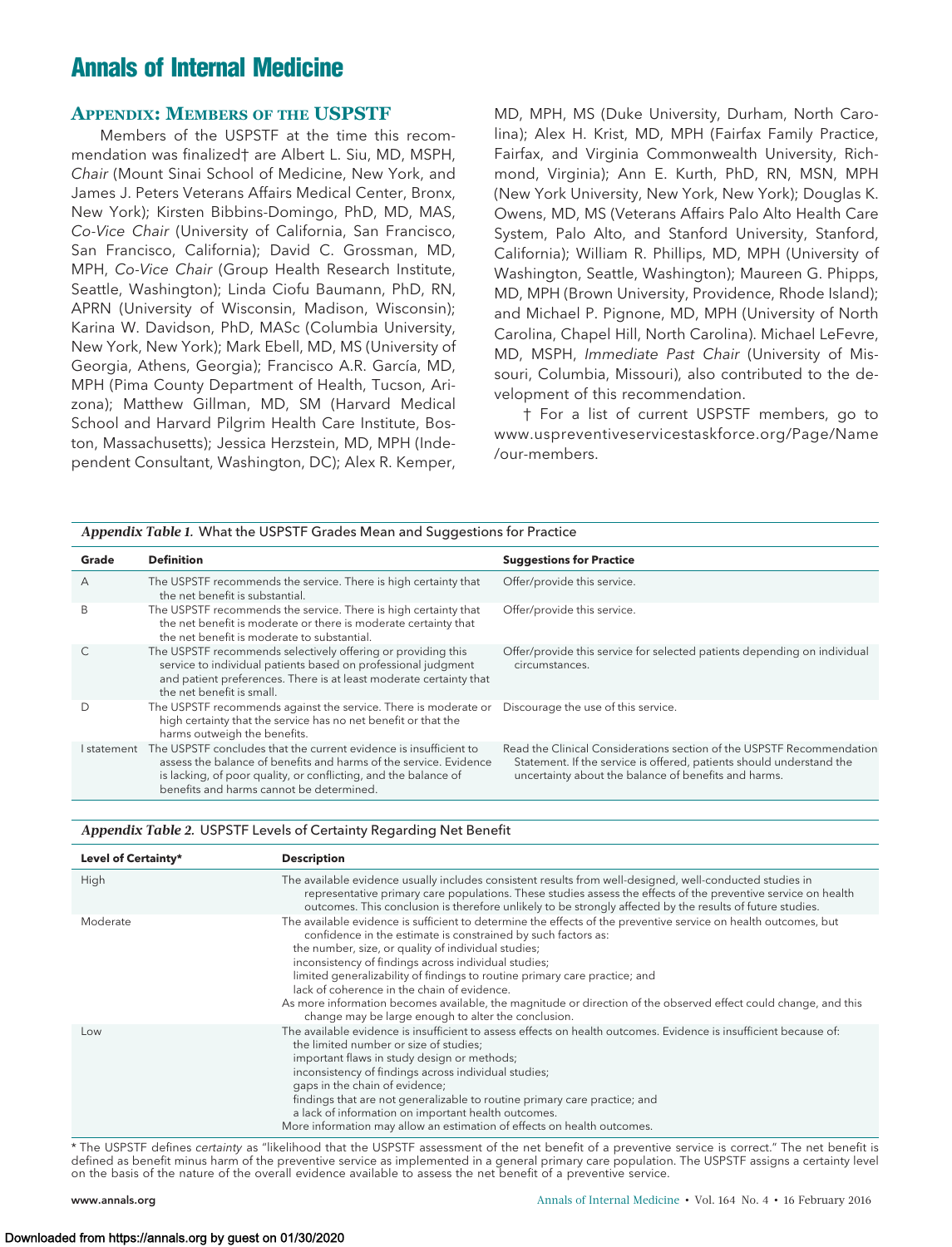## Appendix: Members of the USPSTF

Members of the USPSTF at the time this recommendation was finalized† are Albert L. Siu, MD, MSPH, *Chair* (Mount Sinai School of Medicine, New York, and James J. Peters Veterans Affairs Medical Center, Bronx, New York); Kirsten Bibbins-Domingo, PhD, MD, MAS, *Co-Vice Chair* (University of California, San Francisco, San Francisco, California); David C. Grossman, MD, MPH, *Co-Vice Chair* (Group Health Research Institute, Seattle, Washington); Linda Ciofu Baumann, PhD, RN, APRN (University of Wisconsin, Madison, Wisconsin); Karina W. Davidson, PhD, MASc (Columbia University, New York, New York); Mark Ebell, MD, MS (University of Georgia, Athens, Georgia); Francisco A.R. García, MD, MPH (Pima County Department of Health, Tucson, Arizona); Matthew Gillman, MD, SM (Harvard Medical School and Harvard Pilgrim Health Care Institute, Boston, Massachusetts); Jessica Herzstein, MD, MPH (Independent Consultant, Washington, DC); Alex R. Kemper, MD, MPH, MS (Duke University, Durham, North Carolina); Alex H. Krist, MD, MPH (Fairfax Family Practice, Fairfax, and Virginia Commonwealth University, Richmond, Virginia); Ann E. Kurth, PhD, RN, MSN, MPH (New York University, New York, New York); Douglas K. Owens, MD, MS (Veterans Affairs Palo Alto Health Care System, Palo Alto, and Stanford University, Stanford, California); William R. Phillips, MD, MPH (University of Washington, Seattle, Washington); Maureen G. Phipps, MD, MPH (Brown University, Providence, Rhode Island); and Michael P. Pignone, MD, MPH (University of North Carolina, Chapel Hill, North Carolina). Michael LeFevre, MD, MSPH, *Immediate Past Chair* (University of Missouri, Columbia, Missouri), also contributed to the development of this recommendation.

† For a list of current USPSTF members, go to www.uspreventiveservicestaskforce.org/Page/Name/our-members.

***Appendix Table 1.*** What the USPSTF Grades Mean and Suggestions for Practice

| Grade | Definition | Suggestions for Practice |
|---|---|---|
| A | The USPSTF recommends the service. There is high certainty that the net benefit is substantial. | Offer/provide this service. |
| B | The USPSTF recommends the service. There is high certainty that the net benefit is moderate or there is moderate certainty that the net benefit is moderate to substantial. | Offer/provide this service. |
| C | The USPSTF recommends selectively offering or providing this service to individual patients based on professional judgment and patient preferences. There is at least moderate certainty that the net benefit is small. | Offer/provide this service for selected patients depending on individual circumstances. |
| D | The USPSTF recommends against the service. There is moderate or high certainty that the service has no net benefit or that the harms outweigh the benefits. | Discourage the use of this service. |
| I statement | The USPSTF concludes that the current evidence is insufficient to assess the balance of benefits and harms of the service. Evidence is lacking, of poor quality, or conflicting, and the balance of benefits and harms cannot be determined. | Read the Clinical Considerations section of the USPSTF Recommendation Statement. If the service is offered, patients should understand the uncertainty about the balance of benefits and harms. |

***Appendix Table 2.*** USPSTF Levels of Certainty Regarding Net Benefit

| Level of Certainty* | Description |
|---|---|
| High | The available evidence usually includes consistent results from well-designed, well-conducted studies in representative primary care populations. These studies assess the effects of the preventive service on health outcomes. This conclusion is therefore unlikely to be strongly affected by the results of future studies. |
| Moderate | The available evidence is sufficient to determine the effects of the preventive service on health outcomes, but confidence in the estimate is constrained by such factors as: the number, size, or quality of individual studies; inconsistency of findings across individual studies; limited generalizability of findings to routine primary care practice; and lack of coherence in the chain of evidence. As more information becomes available, the magnitude or direction of the observed effect could change, and this change may be large enough to alter the conclusion. |
| Low | The available evidence is insufficient to assess effects on health outcomes. Evidence is insufficient because of: the limited number or size of studies; important flaws in study design or methods; inconsistency of findings across individual studies; gaps in the chain of evidence; findings that are not generalizable to routine primary care practice; and a lack of information on important health outcomes. More information may allow an estimation of effects on health outcomes. |

\* The USPSTF defines *certainty* as "likelihood that the USPSTF assessment of the net benefit of a preventive service is correct." The net benefit is defined as benefit minus harm of the preventive service as implemented in a general primary care population. The USPSTF assigns a certainty level on the basis of the nature of the overall evidence available to assess the net benefit of a preventive service.